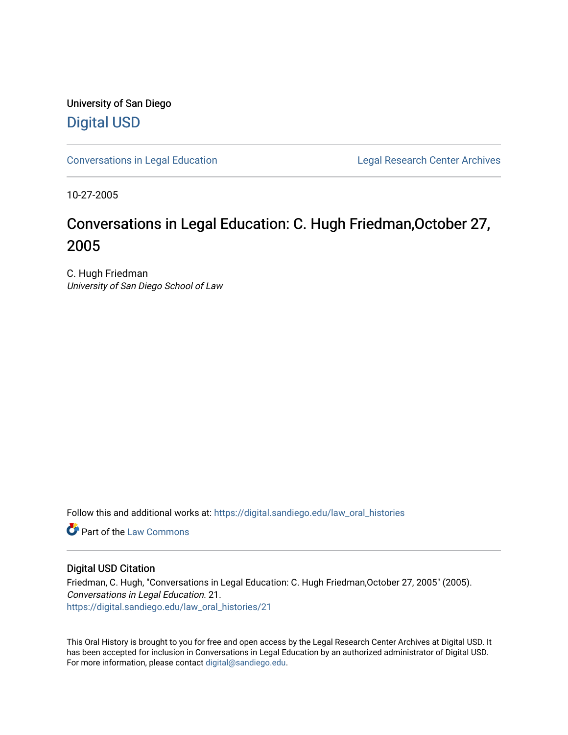University of San Diego

Digital USD

Conversations in Legal Education

Legal Research Center Archives

10-27-2005

# Conversations in Legal Education: C. Hugh Friedman,October 27, 2005

C. Hugh Friedman

*University of San Diego School of Law*

Follow this and additional works at: https://digital.sandiego.edu/law_oral_histories

Part of the Law Commons

## Digital USD Citation

Friedman, C. Hugh, "Conversations in Legal Education: C. Hugh Friedman,October 27, 2005" (2005). *Conversations in Legal Education*. 21.
https://digital.sandiego.edu/law_oral_histories/21

This Oral History is brought to you for free and open access by the Legal Research Center Archives at Digital USD. It has been accepted for inclusion in Conversations in Legal Education by an authorized administrator of Digital USD. For more information, please contact digital@sandiego.edu.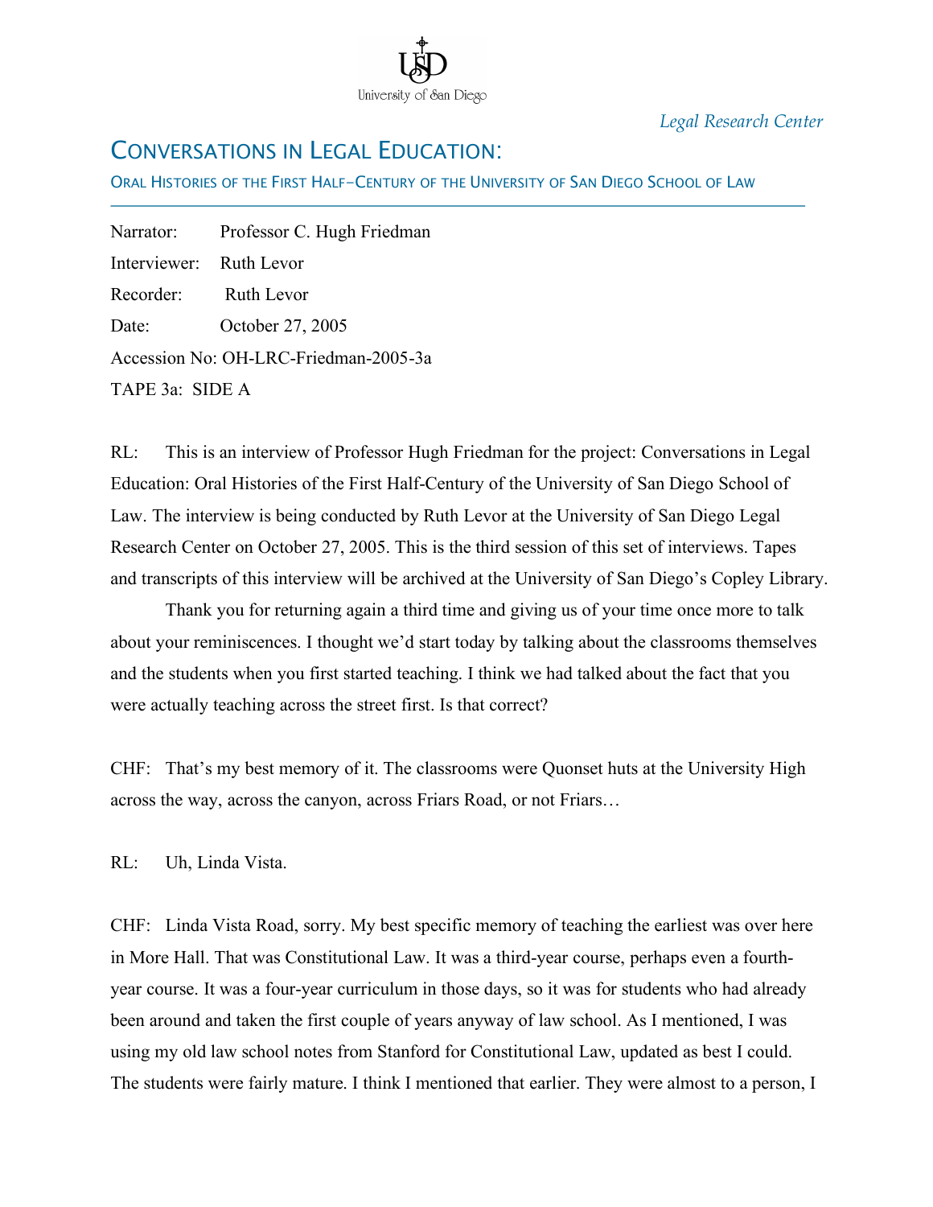*Legal Research Center*

# CONVERSATIONS IN LEGAL EDUCATION:

## ORAL HISTORIES OF THE FIRST HALF-CENTURY OF THE UNIVERSITY OF SAN DIEGO SCHOOL OF LAW

Narrator: Professor C. Hugh Friedman
Interviewer: Ruth Levor
Recorder: Ruth Levor
Date: October 27, 2005
Accession No: OH-LRC-Friedman-2005-3a
TAPE 3a: SIDE A

RL: This is an interview of Professor Hugh Friedman for the project: Conversations in Legal Education: Oral Histories of the First Half-Century of the University of San Diego School of Law. The interview is being conducted by Ruth Levor at the University of San Diego Legal Research Center on October 27, 2005. This is the third session of this set of interviews. Tapes and transcripts of this interview will be archived at the University of San Diego's Copley Library.

Thank you for returning again a third time and giving us of your time once more to talk about your reminiscences. I thought we'd start today by talking about the classrooms themselves and the students when you first started teaching. I think we had talked about the fact that you were actually teaching across the street first. Is that correct?

CHF: That's my best memory of it. The classrooms were Quonset huts at the University High across the way, across the canyon, across Friars Road, or not Friars…

RL: Uh, Linda Vista.

CHF: Linda Vista Road, sorry. My best specific memory of teaching the earliest was over here in More Hall. That was Constitutional Law. It was a third-year course, perhaps even a fourth-year course. It was a four-year curriculum in those days, so it was for students who had already been around and taken the first couple of years anyway of law school. As I mentioned, I was using my old law school notes from Stanford for Constitutional Law, updated as best I could. The students were fairly mature. I think I mentioned that earlier. They were almost to a person, I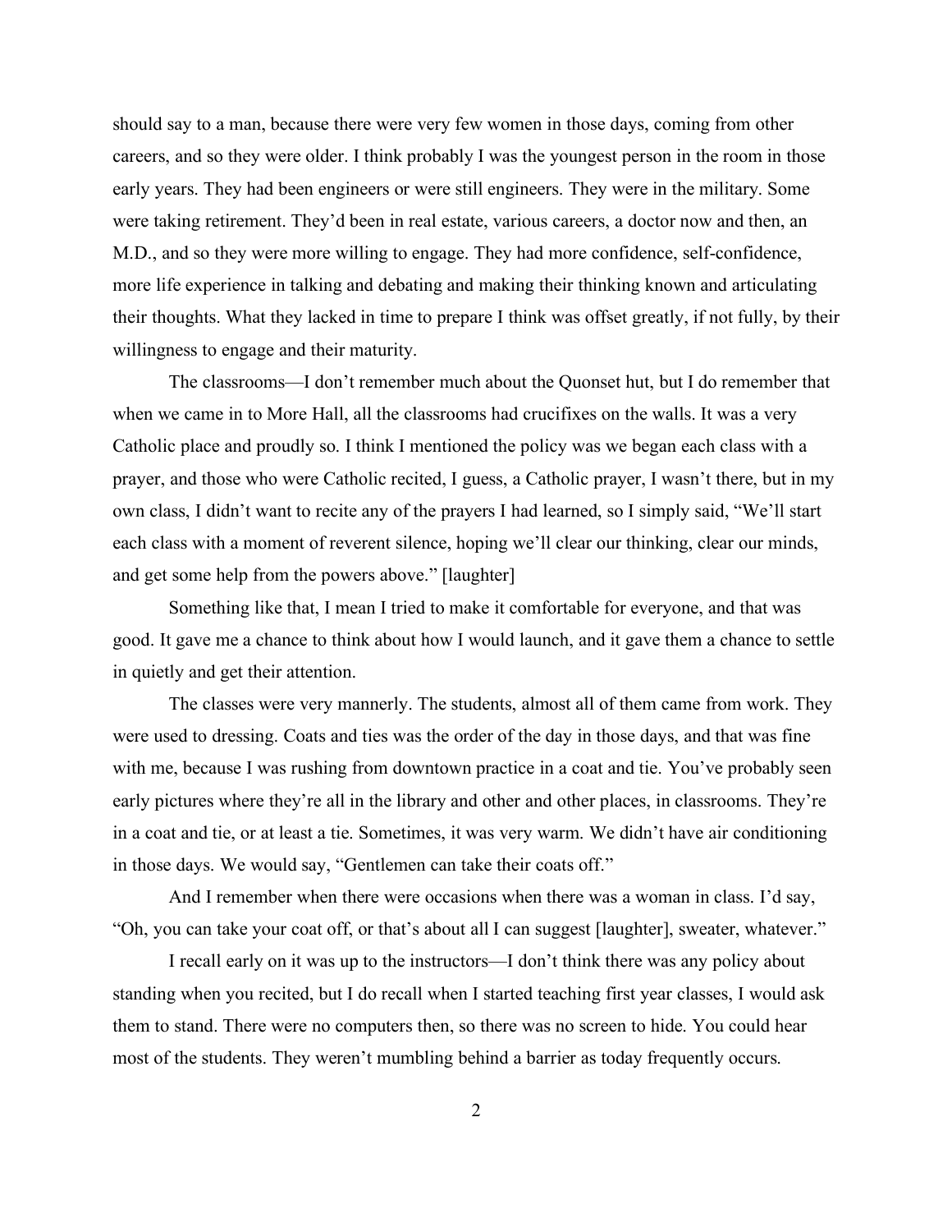should say to a man, because there were very few women in those days, coming from other careers, and so they were older. I think probably I was the youngest person in the room in those early years. They had been engineers or were still engineers. They were in the military. Some were taking retirement. They'd been in real estate, various careers, a doctor now and then, an M.D., and so they were more willing to engage. They had more confidence, self-confidence, more life experience in talking and debating and making their thinking known and articulating their thoughts. What they lacked in time to prepare I think was offset greatly, if not fully, by their willingness to engage and their maturity.

The classrooms—I don't remember much about the Quonset hut, but I do remember that when we came in to More Hall, all the classrooms had crucifixes on the walls. It was a very Catholic place and proudly so. I think I mentioned the policy was we began each class with a prayer, and those who were Catholic recited, I guess, a Catholic prayer, I wasn't there, but in my own class, I didn't want to recite any of the prayers I had learned, so I simply said, "We'll start each class with a moment of reverent silence, hoping we'll clear our thinking, clear our minds, and get some help from the powers above." [laughter]

Something like that, I mean I tried to make it comfortable for everyone, and that was good. It gave me a chance to think about how I would launch, and it gave them a chance to settle in quietly and get their attention.

The classes were very mannerly. The students, almost all of them came from work. They were used to dressing. Coats and ties was the order of the day in those days, and that was fine with me, because I was rushing from downtown practice in a coat and tie. You've probably seen early pictures where they're all in the library and other and other places, in classrooms. They're in a coat and tie, or at least a tie. Sometimes, it was very warm. We didn't have air conditioning in those days. We would say, "Gentlemen can take their coats off."

And I remember when there were occasions when there was a woman in class. I'd say, "Oh, you can take your coat off, or that's about all I can suggest [laughter], sweater, whatever."

I recall early on it was up to the instructors—I don't think there was any policy about standing when you recited, but I do recall when I started teaching first year classes, I would ask them to stand. There were no computers then, so there was no screen to hide. You could hear most of the students. They weren't mumbling behind a barrier as today frequently occurs.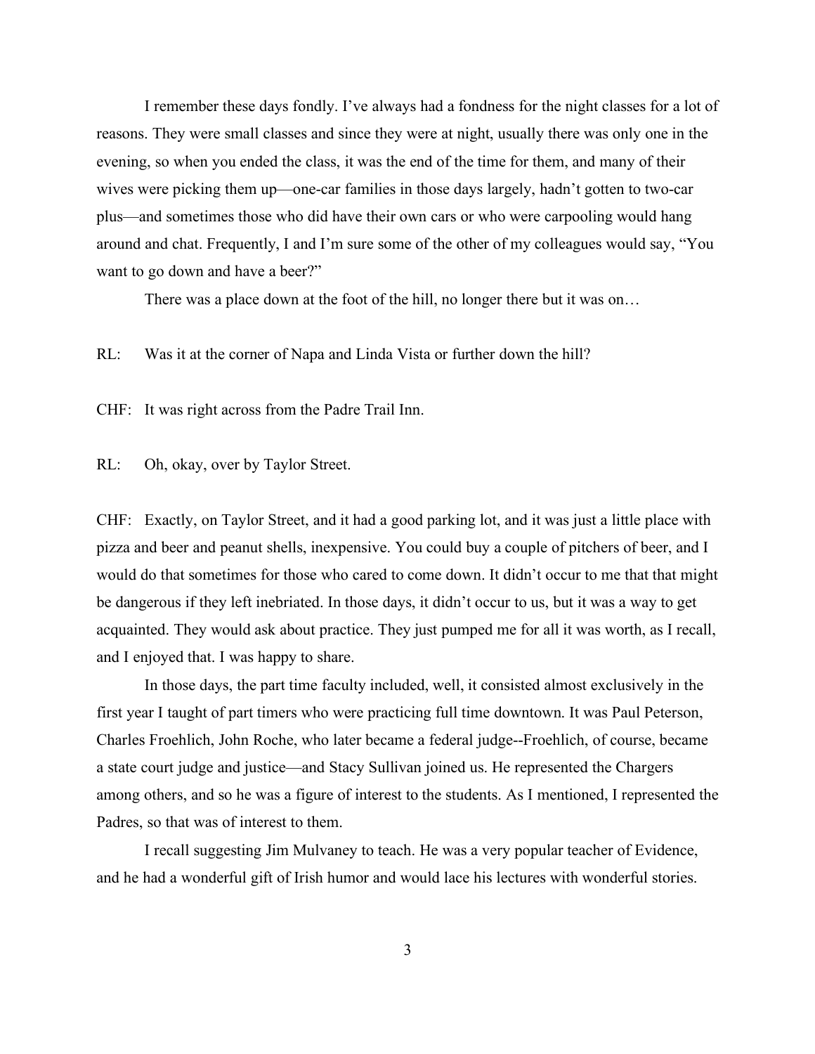I remember these days fondly. I've always had a fondness for the night classes for a lot of reasons. They were small classes and since they were at night, usually there was only one in the evening, so when you ended the class, it was the end of the time for them, and many of their wives were picking them up—one-car families in those days largely, hadn't gotten to two-car plus—and sometimes those who did have their own cars or who were carpooling would hang around and chat. Frequently, I and I'm sure some of the other of my colleagues would say, "You want to go down and have a beer?"

There was a place down at the foot of the hill, no longer there but it was on…

RL: Was it at the corner of Napa and Linda Vista or further down the hill?

CHF: It was right across from the Padre Trail Inn.

RL: Oh, okay, over by Taylor Street.

CHF: Exactly, on Taylor Street, and it had a good parking lot, and it was just a little place with pizza and beer and peanut shells, inexpensive. You could buy a couple of pitchers of beer, and I would do that sometimes for those who cared to come down. It didn't occur to me that that might be dangerous if they left inebriated. In those days, it didn't occur to us, but it was a way to get acquainted. They would ask about practice. They just pumped me for all it was worth, as I recall, and I enjoyed that. I was happy to share.

In those days, the part time faculty included, well, it consisted almost exclusively in the first year I taught of part timers who were practicing full time downtown. It was Paul Peterson, Charles Froehlich, John Roche, who later became a federal judge--Froehlich, of course, became a state court judge and justice—and Stacy Sullivan joined us. He represented the Chargers among others, and so he was a figure of interest to the students. As I mentioned, I represented the Padres, so that was of interest to them.

I recall suggesting Jim Mulvaney to teach. He was a very popular teacher of Evidence, and he had a wonderful gift of Irish humor and would lace his lectures with wonderful stories.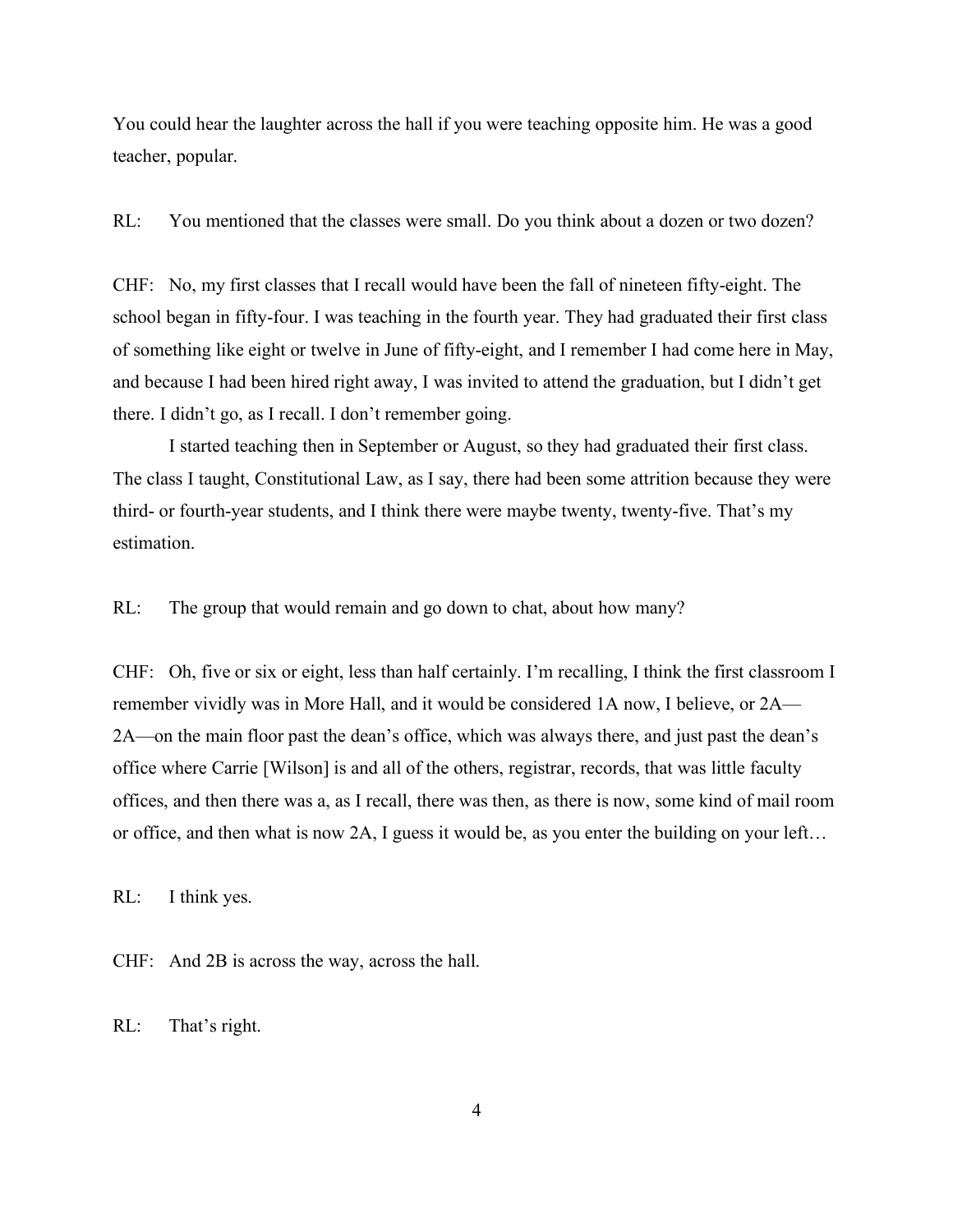You could hear the laughter across the hall if you were teaching opposite him. He was a good teacher, popular.

RL: You mentioned that the classes were small. Do you think about a dozen or two dozen?

CHF: No, my first classes that I recall would have been the fall of nineteen fifty-eight. The school began in fifty-four. I was teaching in the fourth year. They had graduated their first class of something like eight or twelve in June of fifty-eight, and I remember I had come here in May, and because I had been hired right away, I was invited to attend the graduation, but I didn't get there. I didn't go, as I recall. I don't remember going.

I started teaching then in September or August, so they had graduated their first class. The class I taught, Constitutional Law, as I say, there had been some attrition because they were third- or fourth-year students, and I think there were maybe twenty, twenty-five. That's my estimation.

RL: The group that would remain and go down to chat, about how many?

CHF: Oh, five or six or eight, less than half certainly. I'm recalling, I think the first classroom I remember vividly was in More Hall, and it would be considered 1A now, I believe, or 2A—2A—on the main floor past the dean's office, which was always there, and just past the dean's office where Carrie [Wilson] is and all of the others, registrar, records, that was little faculty offices, and then there was a, as I recall, there was then, as there is now, some kind of mail room or office, and then what is now 2A, I guess it would be, as you enter the building on your left…

RL: I think yes.

CHF: And 2B is across the way, across the hall.

RL: That's right.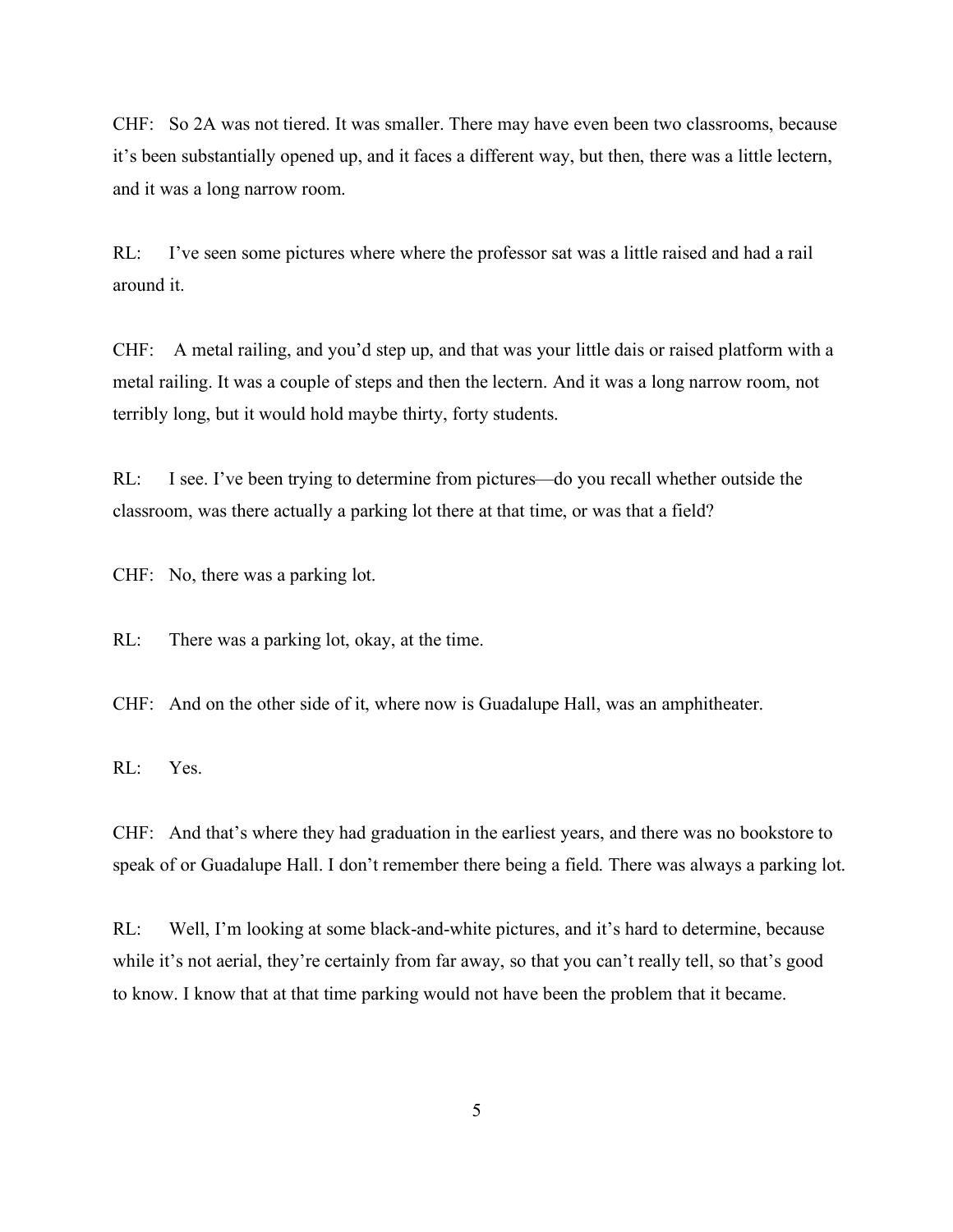CHF: So 2A was not tiered. It was smaller. There may have even been two classrooms, because it's been substantially opened up, and it faces a different way, but then, there was a little lectern, and it was a long narrow room.

RL: I've seen some pictures where where the professor sat was a little raised and had a rail around it.

CHF: A metal railing, and you'd step up, and that was your little dais or raised platform with a metal railing. It was a couple of steps and then the lectern. And it was a long narrow room, not terribly long, but it would hold maybe thirty, forty students.

RL: I see. I've been trying to determine from pictures—do you recall whether outside the classroom, was there actually a parking lot there at that time, or was that a field?

CHF: No, there was a parking lot.

RL: There was a parking lot, okay, at the time.

CHF: And on the other side of it, where now is Guadalupe Hall, was an amphitheater.

RL: Yes.

CHF: And that's where they had graduation in the earliest years, and there was no bookstore to speak of or Guadalupe Hall. I don't remember there being a field. There was always a parking lot.

RL: Well, I'm looking at some black-and-white pictures, and it's hard to determine, because while it's not aerial, they're certainly from far away, so that you can't really tell, so that's good to know. I know that at that time parking would not have been the problem that it became.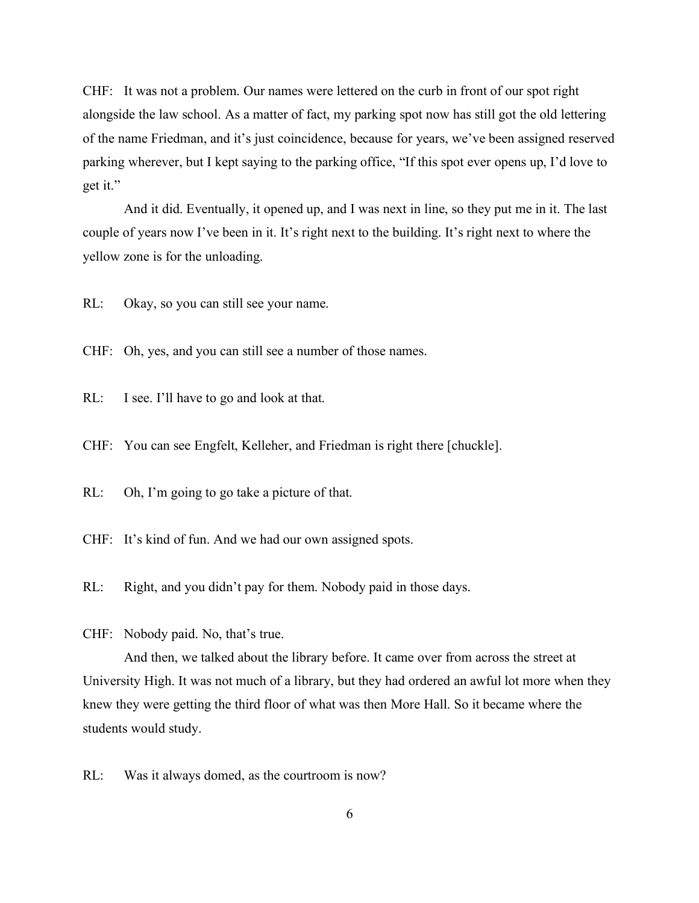CHF: It was not a problem. Our names were lettered on the curb in front of our spot right alongside the law school. As a matter of fact, my parking spot now has still got the old lettering of the name Friedman, and it's just coincidence, because for years, we've been assigned reserved parking wherever, but I kept saying to the parking office, "If this spot ever opens up, I'd love to get it."

And it did. Eventually, it opened up, and I was next in line, so they put me in it. The last couple of years now I've been in it. It's right next to the building. It's right next to where the yellow zone is for the unloading.

RL: Okay, so you can still see your name.

CHF: Oh, yes, and you can still see a number of those names.

RL: I see. I'll have to go and look at that.

CHF: You can see Engfelt, Kelleher, and Friedman is right there [chuckle].

RL: Oh, I'm going to go take a picture of that.

CHF: It's kind of fun. And we had our own assigned spots.

RL: Right, and you didn't pay for them. Nobody paid in those days.

CHF: Nobody paid. No, that's true.

And then, we talked about the library before. It came over from across the street at University High. It was not much of a library, but they had ordered an awful lot more when they knew they were getting the third floor of what was then More Hall. So it became where the students would study.

RL: Was it always domed, as the courtroom is now?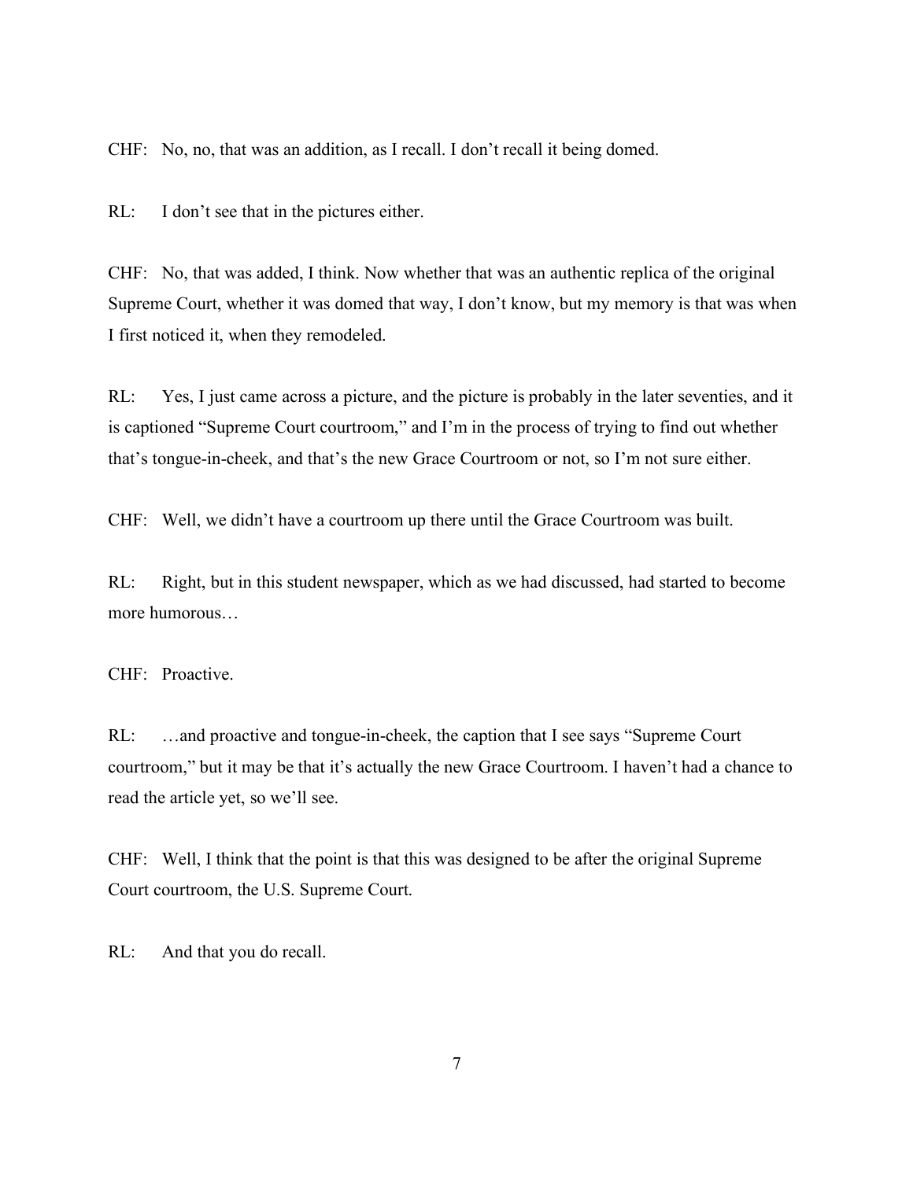CHF: No, no, that was an addition, as I recall. I don't recall it being domed.

RL: I don't see that in the pictures either.

CHF: No, that was added, I think. Now whether that was an authentic replica of the original Supreme Court, whether it was domed that way, I don't know, but my memory is that was when I first noticed it, when they remodeled.

RL: Yes, I just came across a picture, and the picture is probably in the later seventies, and it is captioned "Supreme Court courtroom," and I'm in the process of trying to find out whether that's tongue-in-cheek, and that's the new Grace Courtroom or not, so I'm not sure either.

CHF: Well, we didn't have a courtroom up there until the Grace Courtroom was built.

RL: Right, but in this student newspaper, which as we had discussed, had started to become more humorous…

CHF: Proactive.

RL: …and proactive and tongue-in-cheek, the caption that I see says "Supreme Court courtroom," but it may be that it's actually the new Grace Courtroom. I haven't had a chance to read the article yet, so we'll see.

CHF: Well, I think that the point is that this was designed to be after the original Supreme Court courtroom, the U.S. Supreme Court.

RL: And that you do recall.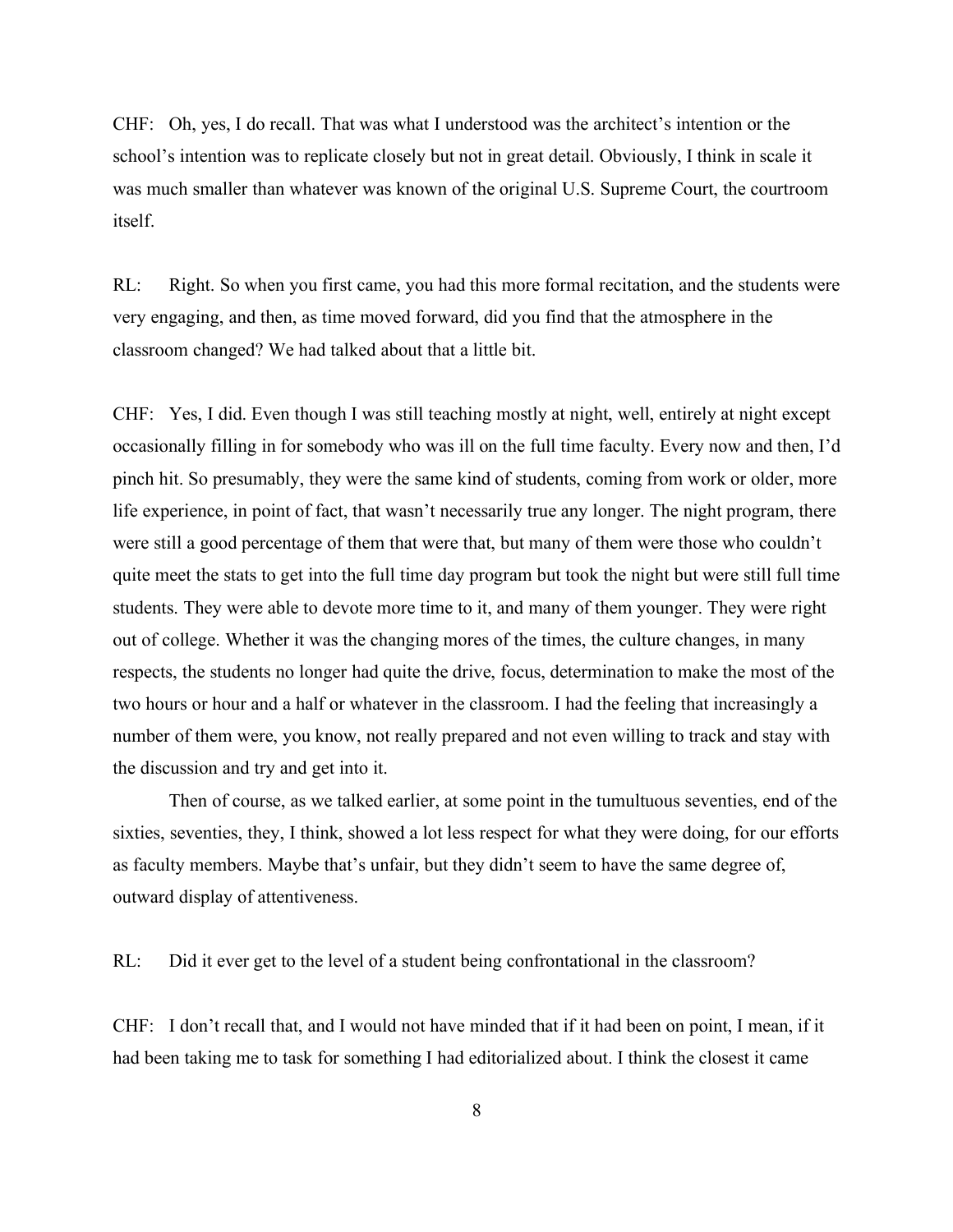CHF: Oh, yes, I do recall. That was what I understood was the architect's intention or the school's intention was to replicate closely but not in great detail. Obviously, I think in scale it was much smaller than whatever was known of the original U.S. Supreme Court, the courtroom itself.

RL: Right. So when you first came, you had this more formal recitation, and the students were very engaging, and then, as time moved forward, did you find that the atmosphere in the classroom changed? We had talked about that a little bit.

CHF: Yes, I did. Even though I was still teaching mostly at night, well, entirely at night except occasionally filling in for somebody who was ill on the full time faculty. Every now and then, I'd pinch hit. So presumably, they were the same kind of students, coming from work or older, more life experience, in point of fact, that wasn't necessarily true any longer. The night program, there were still a good percentage of them that were that, but many of them were those who couldn't quite meet the stats to get into the full time day program but took the night but were still full time students. They were able to devote more time to it, and many of them younger. They were right out of college. Whether it was the changing mores of the times, the culture changes, in many respects, the students no longer had quite the drive, focus, determination to make the most of the two hours or hour and a half or whatever in the classroom. I had the feeling that increasingly a number of them were, you know, not really prepared and not even willing to track and stay with the discussion and try and get into it.

Then of course, as we talked earlier, at some point in the tumultuous seventies, end of the sixties, seventies, they, I think, showed a lot less respect for what they were doing, for our efforts as faculty members. Maybe that's unfair, but they didn't seem to have the same degree of, outward display of attentiveness.

RL: Did it ever get to the level of a student being confrontational in the classroom?

CHF: I don't recall that, and I would not have minded that if it had been on point, I mean, if it had been taking me to task for something I had editorialized about. I think the closest it came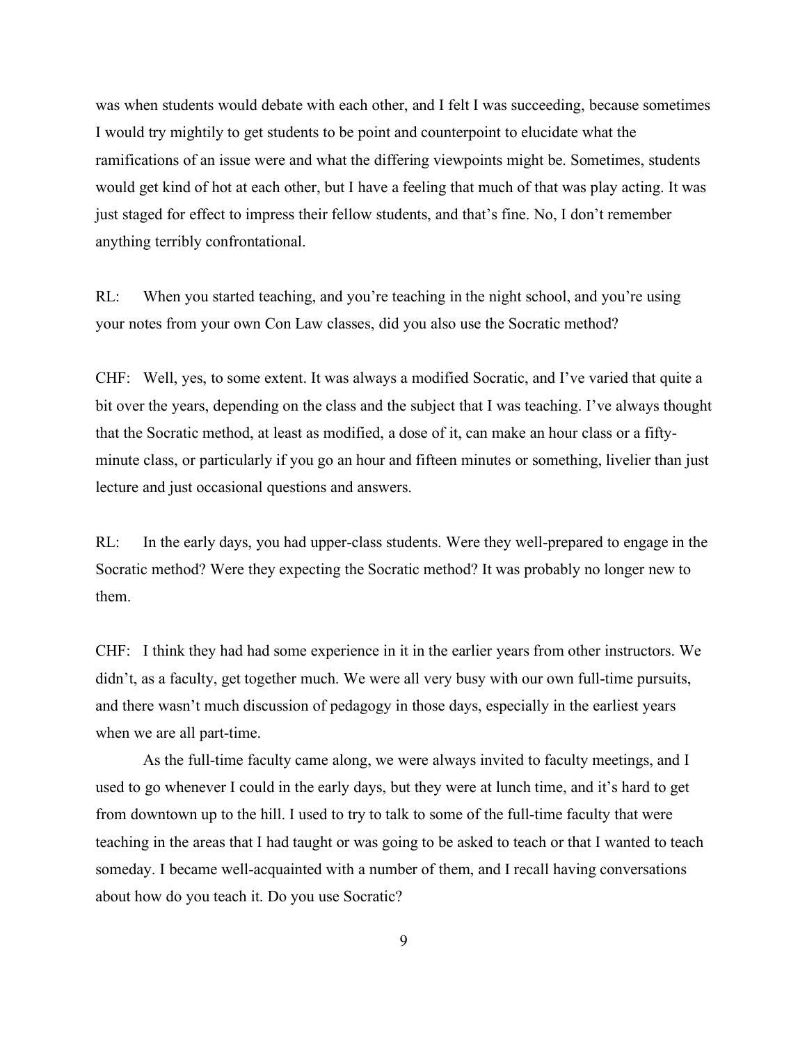was when students would debate with each other, and I felt I was succeeding, because sometimes I would try mightily to get students to be point and counterpoint to elucidate what the ramifications of an issue were and what the differing viewpoints might be. Sometimes, students would get kind of hot at each other, but I have a feeling that much of that was play acting. It was just staged for effect to impress their fellow students, and that's fine. No, I don't remember anything terribly confrontational.

RL: When you started teaching, and you're teaching in the night school, and you're using your notes from your own Con Law classes, did you also use the Socratic method?

CHF: Well, yes, to some extent. It was always a modified Socratic, and I've varied that quite a bit over the years, depending on the class and the subject that I was teaching. I've always thought that the Socratic method, at least as modified, a dose of it, can make an hour class or a fifty-minute class, or particularly if you go an hour and fifteen minutes or something, livelier than just lecture and just occasional questions and answers.

RL: In the early days, you had upper-class students. Were they well-prepared to engage in the Socratic method? Were they expecting the Socratic method? It was probably no longer new to them.

CHF: I think they had had some experience in it in the earlier years from other instructors. We didn't, as a faculty, get together much. We were all very busy with our own full-time pursuits, and there wasn't much discussion of pedagogy in those days, especially in the earliest years when we are all part-time.

As the full-time faculty came along, we were always invited to faculty meetings, and I used to go whenever I could in the early days, but they were at lunch time, and it's hard to get from downtown up to the hill. I used to try to talk to some of the full-time faculty that were teaching in the areas that I had taught or was going to be asked to teach or that I wanted to teach someday. I became well-acquainted with a number of them, and I recall having conversations about how do you teach it. Do you use Socratic?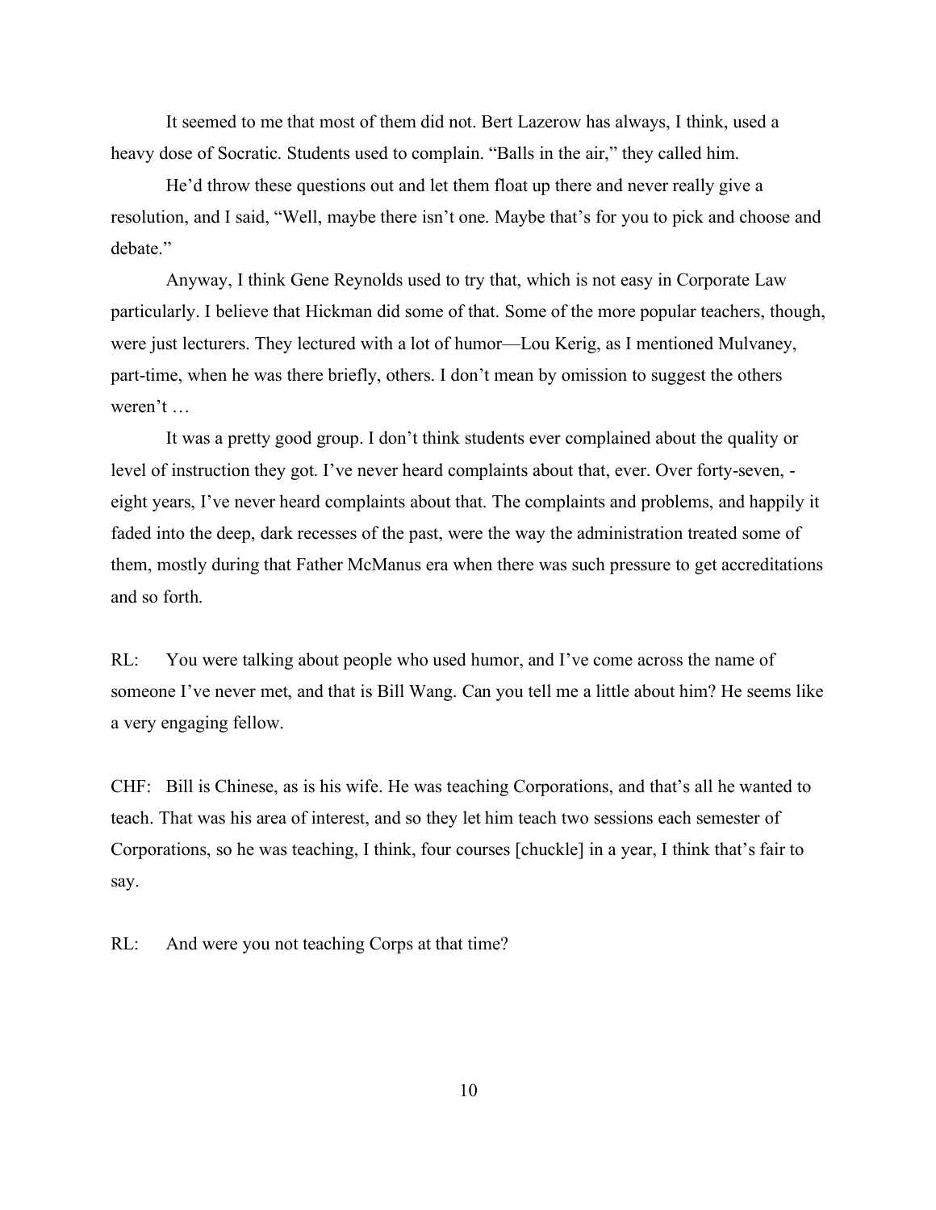It seemed to me that most of them did not. Bert Lazerow has always, I think, used a heavy dose of Socratic. Students used to complain. "Balls in the air," they called him.

He'd throw these questions out and let them float up there and never really give a resolution, and I said, "Well, maybe there isn't one. Maybe that's for you to pick and choose and debate."

Anyway, I think Gene Reynolds used to try that, which is not easy in Corporate Law particularly. I believe that Hickman did some of that. Some of the more popular teachers, though, were just lecturers. They lectured with a lot of humor—Lou Kerig, as I mentioned Mulvaney, part-time, when he was there briefly, others. I don't mean by omission to suggest the others weren't …

It was a pretty good group. I don't think students ever complained about the quality or level of instruction they got. I've never heard complaints about that, ever. Over forty-seven, -eight years, I've never heard complaints about that. The complaints and problems, and happily it faded into the deep, dark recesses of the past, were the way the administration treated some of them, mostly during that Father McManus era when there was such pressure to get accreditations and so forth.

RL: You were talking about people who used humor, and I've come across the name of someone I've never met, and that is Bill Wang. Can you tell me a little about him? He seems like a very engaging fellow.

CHF: Bill is Chinese, as is his wife. He was teaching Corporations, and that's all he wanted to teach. That was his area of interest, and so they let him teach two sessions each semester of Corporations, so he was teaching, I think, four courses [chuckle] in a year, I think that's fair to say.

RL: And were you not teaching Corps at that time?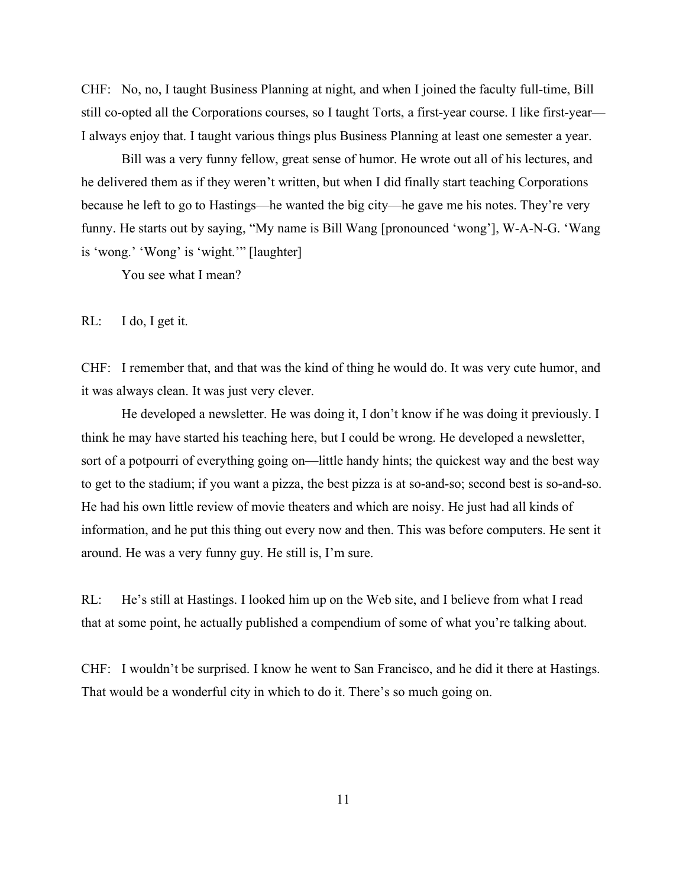CHF: No, no, I taught Business Planning at night, and when I joined the faculty full-time, Bill still co-opted all the Corporations courses, so I taught Torts, a first-year course. I like first-year—I always enjoy that. I taught various things plus Business Planning at least one semester a year.

Bill was a very funny fellow, great sense of humor. He wrote out all of his lectures, and he delivered them as if they weren't written, but when I did finally start teaching Corporations because he left to go to Hastings—he wanted the big city—he gave me his notes. They're very funny. He starts out by saying, "My name is Bill Wang [pronounced 'wong'], W-A-N-G. 'Wang is 'wong.' 'Wong' is 'wight.'" [laughter]

You see what I mean?

RL: I do, I get it.

CHF: I remember that, and that was the kind of thing he would do. It was very cute humor, and it was always clean. It was just very clever.

He developed a newsletter. He was doing it, I don't know if he was doing it previously. I think he may have started his teaching here, but I could be wrong. He developed a newsletter, sort of a potpourri of everything going on—little handy hints; the quickest way and the best way to get to the stadium; if you want a pizza, the best pizza is at so-and-so; second best is so-and-so. He had his own little review of movie theaters and which are noisy. He just had all kinds of information, and he put this thing out every now and then. This was before computers. He sent it around. He was a very funny guy. He still is, I'm sure.

RL: He's still at Hastings. I looked him up on the Web site, and I believe from what I read that at some point, he actually published a compendium of some of what you're talking about.

CHF: I wouldn't be surprised. I know he went to San Francisco, and he did it there at Hastings. That would be a wonderful city in which to do it. There's so much going on.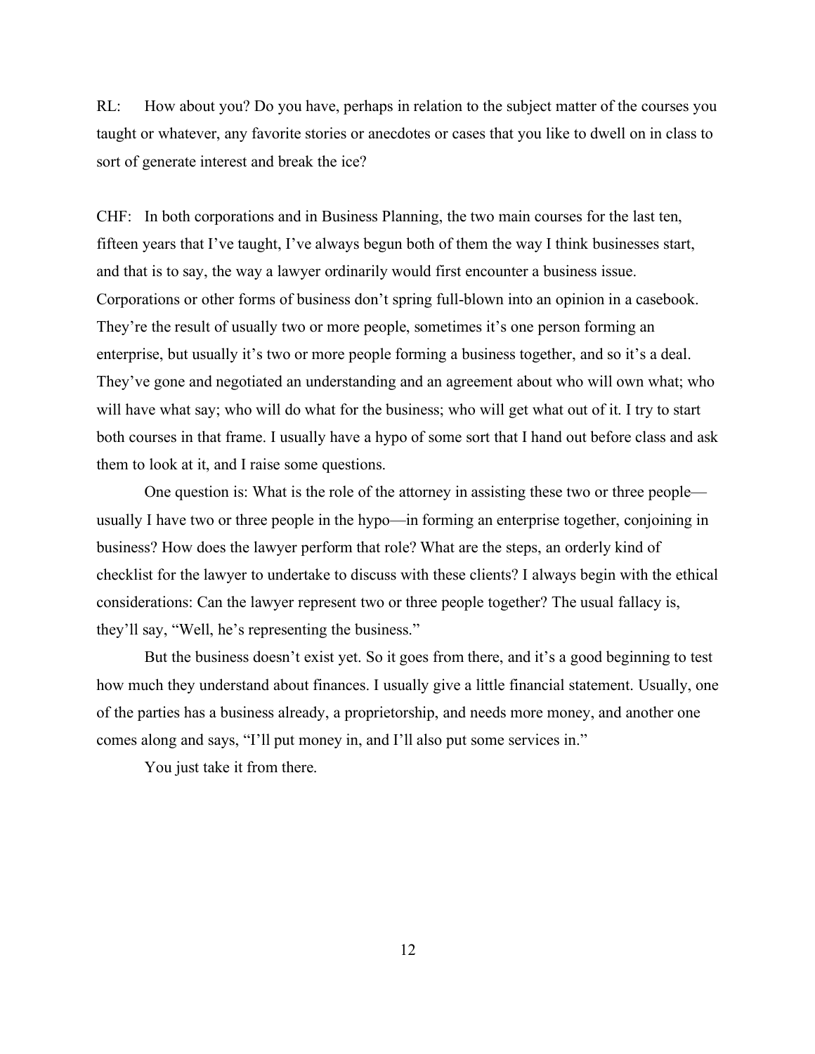RL: How about you? Do you have, perhaps in relation to the subject matter of the courses you taught or whatever, any favorite stories or anecdotes or cases that you like to dwell on in class to sort of generate interest and break the ice?

CHF: In both corporations and in Business Planning, the two main courses for the last ten, fifteen years that I've taught, I've always begun both of them the way I think businesses start, and that is to say, the way a lawyer ordinarily would first encounter a business issue. Corporations or other forms of business don't spring full-blown into an opinion in a casebook. They're the result of usually two or more people, sometimes it's one person forming an enterprise, but usually it's two or more people forming a business together, and so it's a deal. They've gone and negotiated an understanding and an agreement about who will own what; who will have what say; who will do what for the business; who will get what out of it. I try to start both courses in that frame. I usually have a hypo of some sort that I hand out before class and ask them to look at it, and I raise some questions.

One question is: What is the role of the attorney in assisting these two or three people—usually I have two or three people in the hypo—in forming an enterprise together, conjoining in business? How does the lawyer perform that role? What are the steps, an orderly kind of checklist for the lawyer to undertake to discuss with these clients? I always begin with the ethical considerations: Can the lawyer represent two or three people together? The usual fallacy is, they'll say, "Well, he's representing the business."

But the business doesn't exist yet. So it goes from there, and it's a good beginning to test how much they understand about finances. I usually give a little financial statement. Usually, one of the parties has a business already, a proprietorship, and needs more money, and another one comes along and says, "I'll put money in, and I'll also put some services in."

You just take it from there.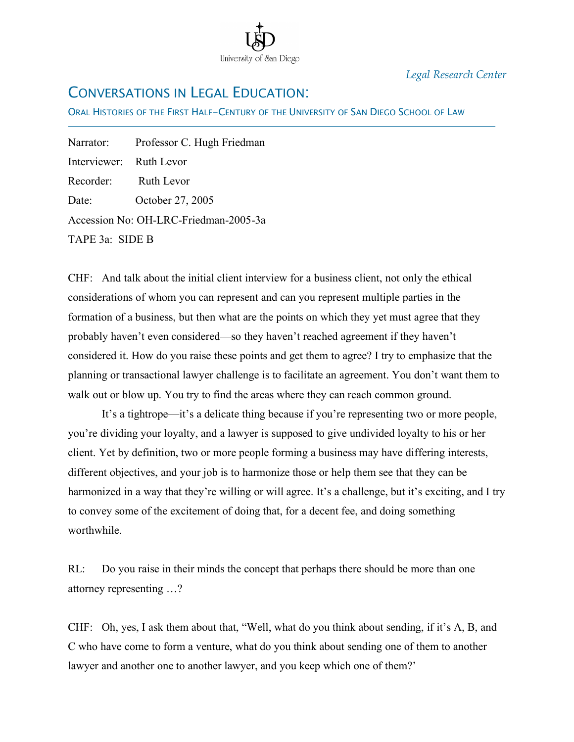*Legal Research Center*

# CONVERSATIONS IN LEGAL EDUCATION:

ORAL HISTORIES OF THE FIRST HALF-CENTURY OF THE UNIVERSITY OF SAN DIEGO SCHOOL OF LAW

---

Narrator: Professor C. Hugh Friedman

Interviewer: Ruth Levor

Recorder: Ruth Levor

Date: October 27, 2005

Accession No: OH-LRC-Friedman-2005-3a

TAPE 3a: SIDE B

CHF: And talk about the initial client interview for a business client, not only the ethical considerations of whom you can represent and can you represent multiple parties in the formation of a business, but then what are the points on which they yet must agree that they probably haven't even considered—so they haven't reached agreement if they haven't considered it. How do you raise these points and get them to agree? I try to emphasize that the planning or transactional lawyer challenge is to facilitate an agreement. You don't want them to walk out or blow up. You try to find the areas where they can reach common ground.

It's a tightrope—it's a delicate thing because if you're representing two or more people, you're dividing your loyalty, and a lawyer is supposed to give undivided loyalty to his or her client. Yet by definition, two or more people forming a business may have differing interests, different objectives, and your job is to harmonize those or help them see that they can be harmonized in a way that they're willing or will agree. It's a challenge, but it's exciting, and I try to convey some of the excitement of doing that, for a decent fee, and doing something worthwhile.

RL: Do you raise in their minds the concept that perhaps there should be more than one attorney representing …?

CHF: Oh, yes, I ask them about that, "Well, what do you think about sending, if it's A, B, and C who have come to form a venture, what do you think about sending one of them to another lawyer and another one to another lawyer, and you keep which one of them?'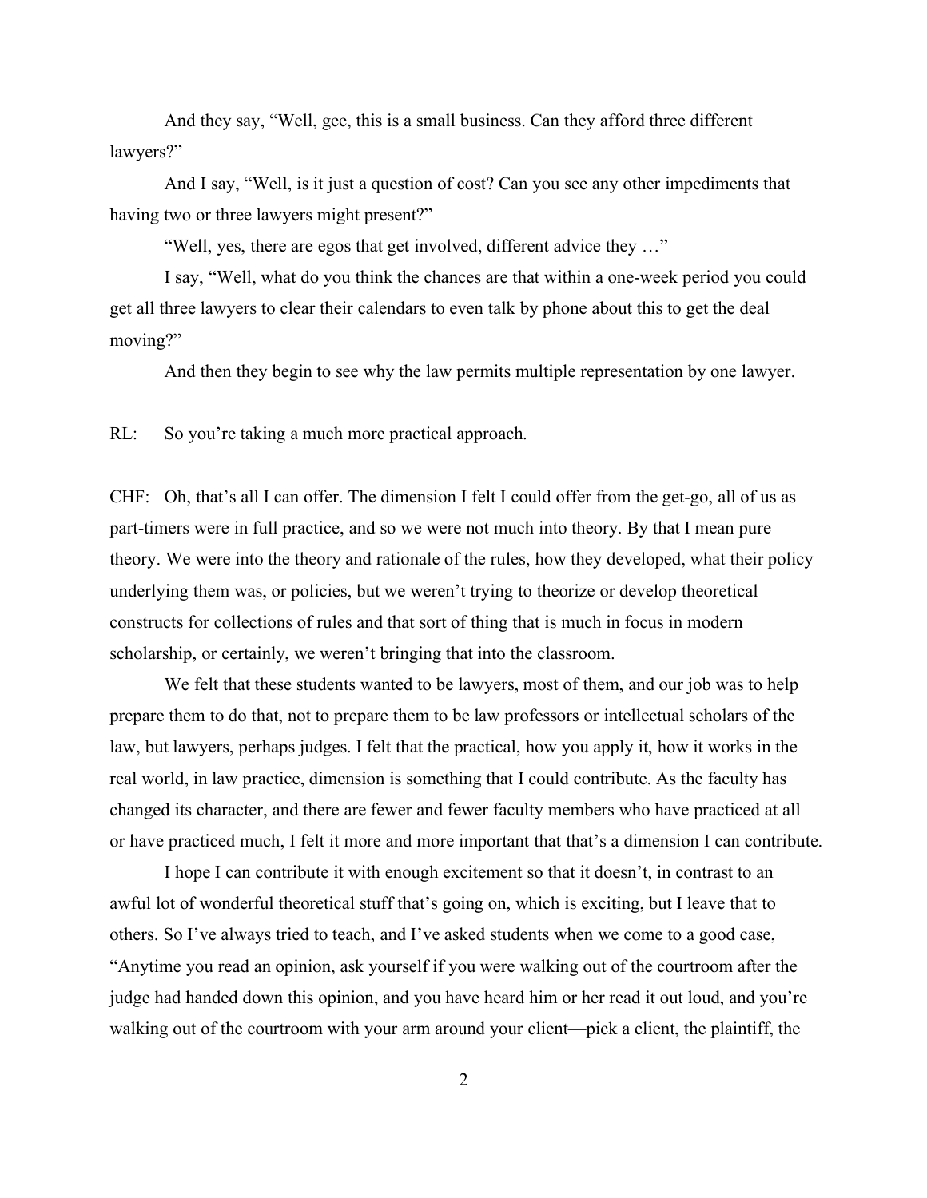And they say, "Well, gee, this is a small business. Can they afford three different lawyers?"

And I say, "Well, is it just a question of cost? Can you see any other impediments that having two or three lawyers might present?"

"Well, yes, there are egos that get involved, different advice they …"

I say, "Well, what do you think the chances are that within a one-week period you could get all three lawyers to clear their calendars to even talk by phone about this to get the deal moving?"

And then they begin to see why the law permits multiple representation by one lawyer.

RL: So you're taking a much more practical approach.

CHF: Oh, that's all I can offer. The dimension I felt I could offer from the get-go, all of us as part-timers were in full practice, and so we were not much into theory. By that I mean pure theory. We were into the theory and rationale of the rules, how they developed, what their policy underlying them was, or policies, but we weren't trying to theorize or develop theoretical constructs for collections of rules and that sort of thing that is much in focus in modern scholarship, or certainly, we weren't bringing that into the classroom.

We felt that these students wanted to be lawyers, most of them, and our job was to help prepare them to do that, not to prepare them to be law professors or intellectual scholars of the law, but lawyers, perhaps judges. I felt that the practical, how you apply it, how it works in the real world, in law practice, dimension is something that I could contribute. As the faculty has changed its character, and there are fewer and fewer faculty members who have practiced at all or have practiced much, I felt it more and more important that that's a dimension I can contribute.

I hope I can contribute it with enough excitement so that it doesn't, in contrast to an awful lot of wonderful theoretical stuff that's going on, which is exciting, but I leave that to others. So I've always tried to teach, and I've asked students when we come to a good case, "Anytime you read an opinion, ask yourself if you were walking out of the courtroom after the judge had handed down this opinion, and you have heard him or her read it out loud, and you're walking out of the courtroom with your arm around your client—pick a client, the plaintiff, the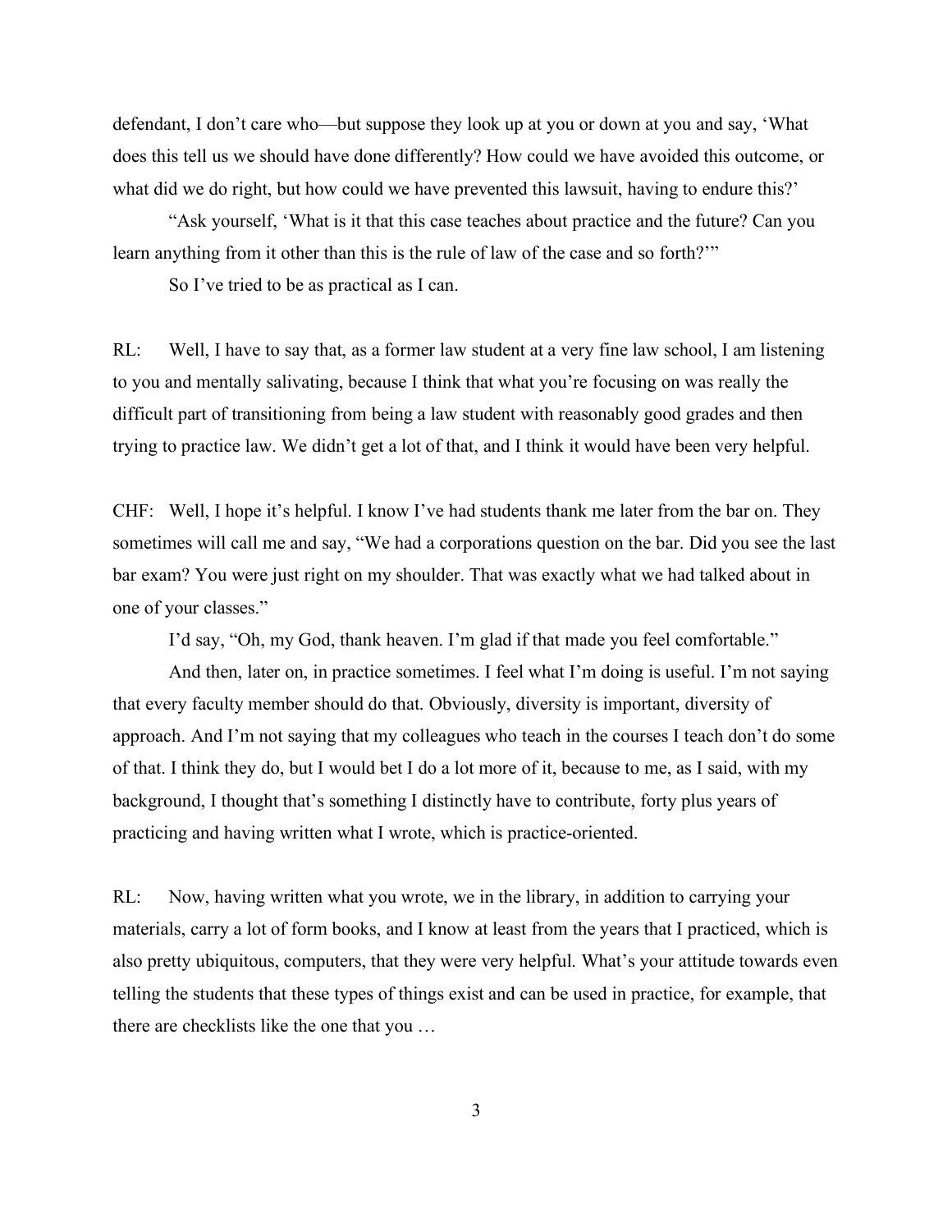defendant, I don't care who—but suppose they look up at you or down at you and say, 'What does this tell us we should have done differently? How could we have avoided this outcome, or what did we do right, but how could we have prevented this lawsuit, having to endure this?'

"Ask yourself, 'What is it that this case teaches about practice and the future? Can you learn anything from it other than this is the rule of law of the case and so forth?'"

So I've tried to be as practical as I can.

RL: Well, I have to say that, as a former law student at a very fine law school, I am listening to you and mentally salivating, because I think that what you're focusing on was really the difficult part of transitioning from being a law student with reasonably good grades and then trying to practice law. We didn't get a lot of that, and I think it would have been very helpful.

CHF: Well, I hope it's helpful. I know I've had students thank me later from the bar on. They sometimes will call me and say, "We had a corporations question on the bar. Did you see the last bar exam? You were just right on my shoulder. That was exactly what we had talked about in one of your classes."

I'd say, "Oh, my God, thank heaven. I'm glad if that made you feel comfortable."

And then, later on, in practice sometimes. I feel what I'm doing is useful. I'm not saying that every faculty member should do that. Obviously, diversity is important, diversity of approach. And I'm not saying that my colleagues who teach in the courses I teach don't do some of that. I think they do, but I would bet I do a lot more of it, because to me, as I said, with my background, I thought that's something I distinctly have to contribute, forty plus years of practicing and having written what I wrote, which is practice-oriented.

RL: Now, having written what you wrote, we in the library, in addition to carrying your materials, carry a lot of form books, and I know at least from the years that I practiced, which is also pretty ubiquitous, computers, that they were very helpful. What's your attitude towards even telling the students that these types of things exist and can be used in practice, for example, that there are checklists like the one that you …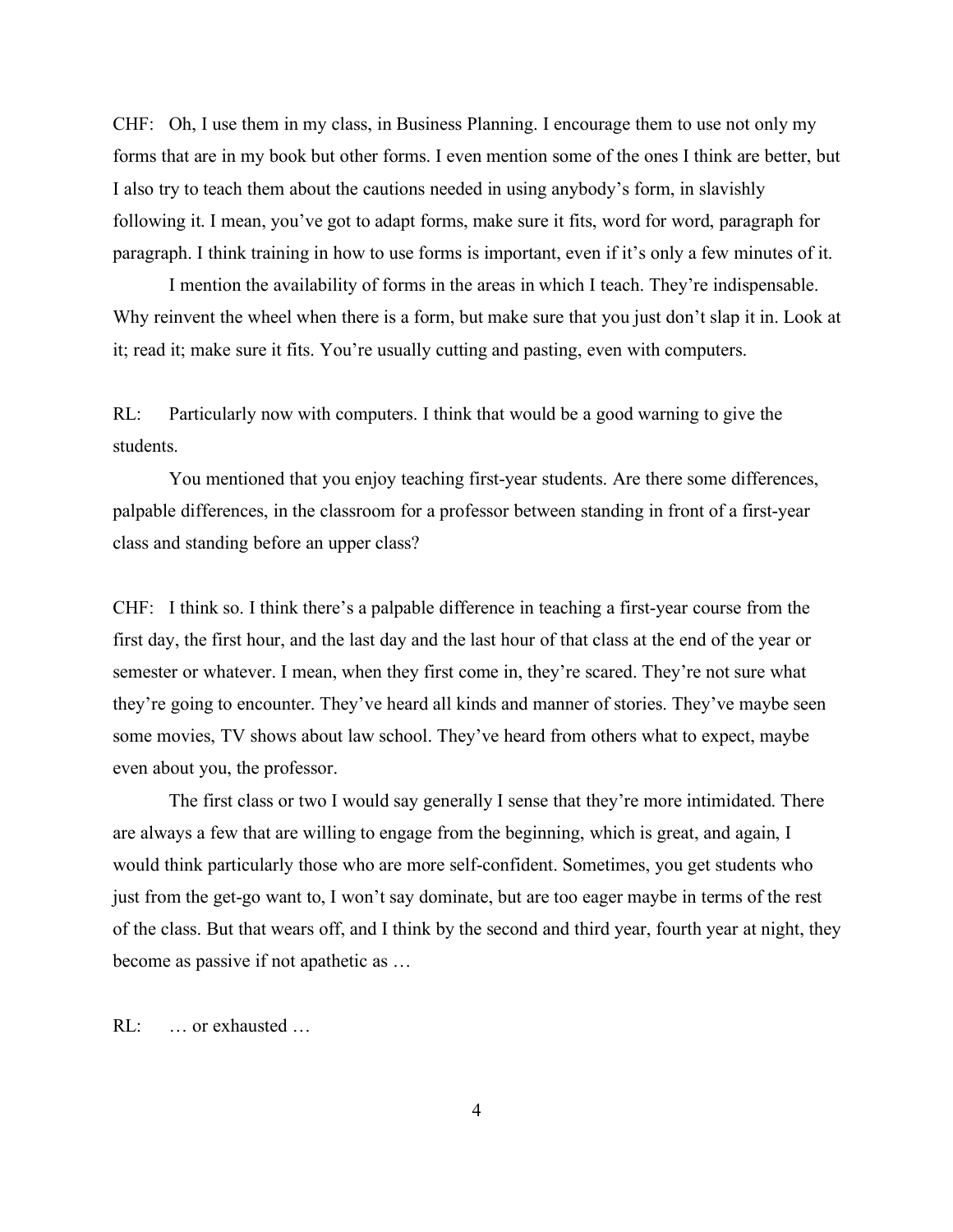CHF: Oh, I use them in my class, in Business Planning. I encourage them to use not only my forms that are in my book but other forms. I even mention some of the ones I think are better, but I also try to teach them about the cautions needed in using anybody's form, in slavishly following it. I mean, you've got to adapt forms, make sure it fits, word for word, paragraph for paragraph. I think training in how to use forms is important, even if it's only a few minutes of it.

I mention the availability of forms in the areas in which I teach. They're indispensable. Why reinvent the wheel when there is a form, but make sure that you just don't slap it in. Look at it; read it; make sure it fits. You're usually cutting and pasting, even with computers.

RL: Particularly now with computers. I think that would be a good warning to give the students.

You mentioned that you enjoy teaching first-year students. Are there some differences, palpable differences, in the classroom for a professor between standing in front of a first-year class and standing before an upper class?

CHF: I think so. I think there's a palpable difference in teaching a first-year course from the first day, the first hour, and the last day and the last hour of that class at the end of the year or semester or whatever. I mean, when they first come in, they're scared. They're not sure what they're going to encounter. They've heard all kinds and manner of stories. They've maybe seen some movies, TV shows about law school. They've heard from others what to expect, maybe even about you, the professor.

The first class or two I would say generally I sense that they're more intimidated. There are always a few that are willing to engage from the beginning, which is great, and again, I would think particularly those who are more self-confident. Sometimes, you get students who just from the get-go want to, I won't say dominate, but are too eager maybe in terms of the rest of the class. But that wears off, and I think by the second and third year, fourth year at night, they become as passive if not apathetic as …

RL: … or exhausted …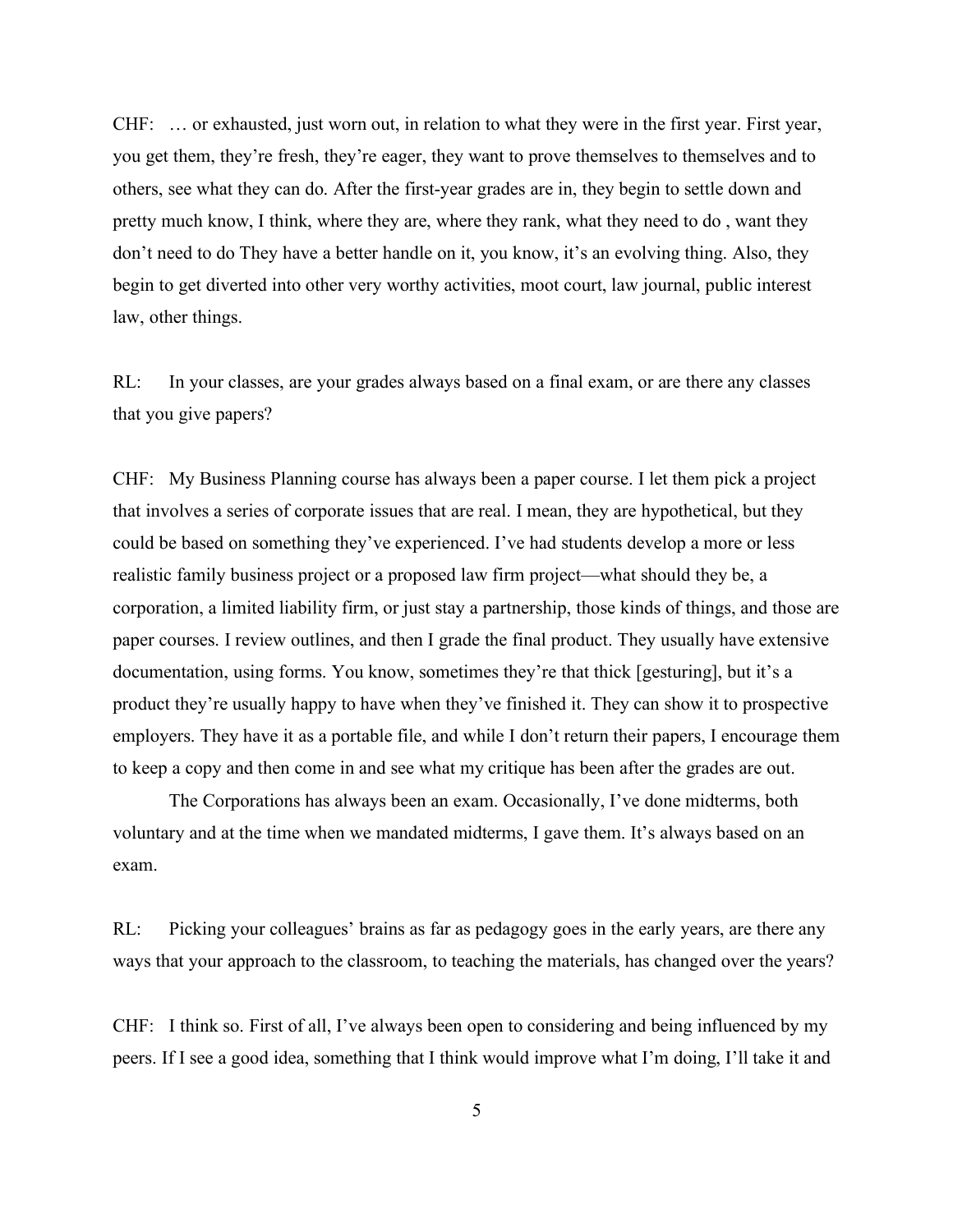CHF: … or exhausted, just worn out, in relation to what they were in the first year. First year, you get them, they're fresh, they're eager, they want to prove themselves to themselves and to others, see what they can do. After the first-year grades are in, they begin to settle down and pretty much know, I think, where they are, where they rank, what they need to do , want they don't need to do They have a better handle on it, you know, it's an evolving thing. Also, they begin to get diverted into other very worthy activities, moot court, law journal, public interest law, other things.

RL: In your classes, are your grades always based on a final exam, or are there any classes that you give papers?

CHF: My Business Planning course has always been a paper course. I let them pick a project that involves a series of corporate issues that are real. I mean, they are hypothetical, but they could be based on something they've experienced. I've had students develop a more or less realistic family business project or a proposed law firm project—what should they be, a corporation, a limited liability firm, or just stay a partnership, those kinds of things, and those are paper courses. I review outlines, and then I grade the final product. They usually have extensive documentation, using forms. You know, sometimes they're that thick [gesturing], but it's a product they're usually happy to have when they've finished it. They can show it to prospective employers. They have it as a portable file, and while I don't return their papers, I encourage them to keep a copy and then come in and see what my critique has been after the grades are out.

The Corporations has always been an exam. Occasionally, I've done midterms, both voluntary and at the time when we mandated midterms, I gave them. It's always based on an exam.

RL: Picking your colleagues' brains as far as pedagogy goes in the early years, are there any ways that your approach to the classroom, to teaching the materials, has changed over the years?

CHF: I think so. First of all, I've always been open to considering and being influenced by my peers. If I see a good idea, something that I think would improve what I'm doing, I'll take it and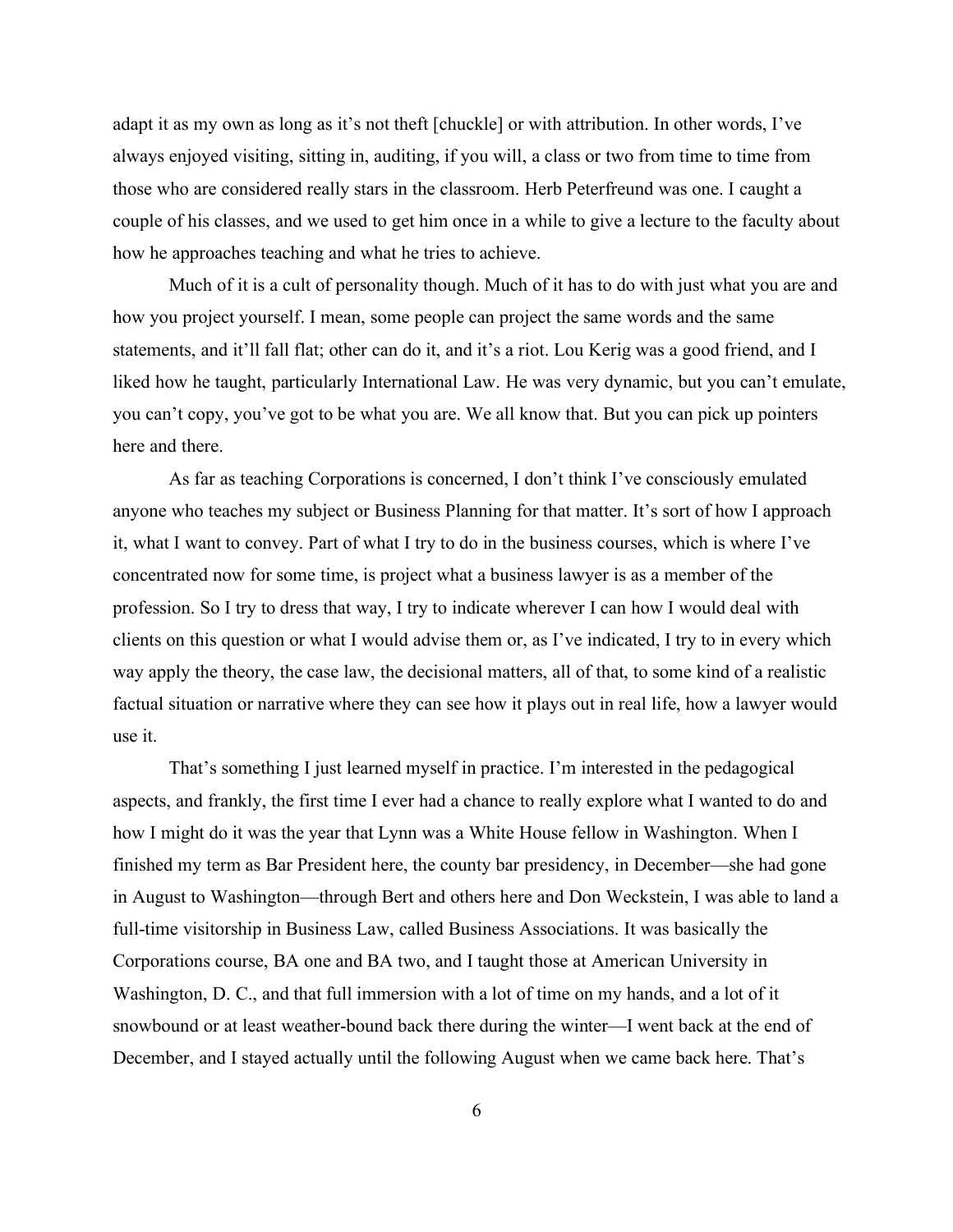adapt it as my own as long as it's not theft [chuckle] or with attribution. In other words, I've always enjoyed visiting, sitting in, auditing, if you will, a class or two from time to time from those who are considered really stars in the classroom. Herb Peterfreund was one. I caught a couple of his classes, and we used to get him once in a while to give a lecture to the faculty about how he approaches teaching and what he tries to achieve.

Much of it is a cult of personality though. Much of it has to do with just what you are and how you project yourself. I mean, some people can project the same words and the same statements, and it'll fall flat; other can do it, and it's a riot. Lou Kerig was a good friend, and I liked how he taught, particularly International Law. He was very dynamic, but you can't emulate, you can't copy, you've got to be what you are. We all know that. But you can pick up pointers here and there.

As far as teaching Corporations is concerned, I don't think I've consciously emulated anyone who teaches my subject or Business Planning for that matter. It's sort of how I approach it, what I want to convey. Part of what I try to do in the business courses, which is where I've concentrated now for some time, is project what a business lawyer is as a member of the profession. So I try to dress that way, I try to indicate wherever I can how I would deal with clients on this question or what I would advise them or, as I've indicated, I try to in every which way apply the theory, the case law, the decisional matters, all of that, to some kind of a realistic factual situation or narrative where they can see how it plays out in real life, how a lawyer would use it.

That's something I just learned myself in practice. I'm interested in the pedagogical aspects, and frankly, the first time I ever had a chance to really explore what I wanted to do and how I might do it was the year that Lynn was a White House fellow in Washington. When I finished my term as Bar President here, the county bar presidency, in December—she had gone in August to Washington—through Bert and others here and Don Weckstein, I was able to land a full-time visitorship in Business Law, called Business Associations. It was basically the Corporations course, BA one and BA two, and I taught those at American University in Washington, D. C., and that full immersion with a lot of time on my hands, and a lot of it snowbound or at least weather-bound back there during the winter—I went back at the end of December, and I stayed actually until the following August when we came back here. That's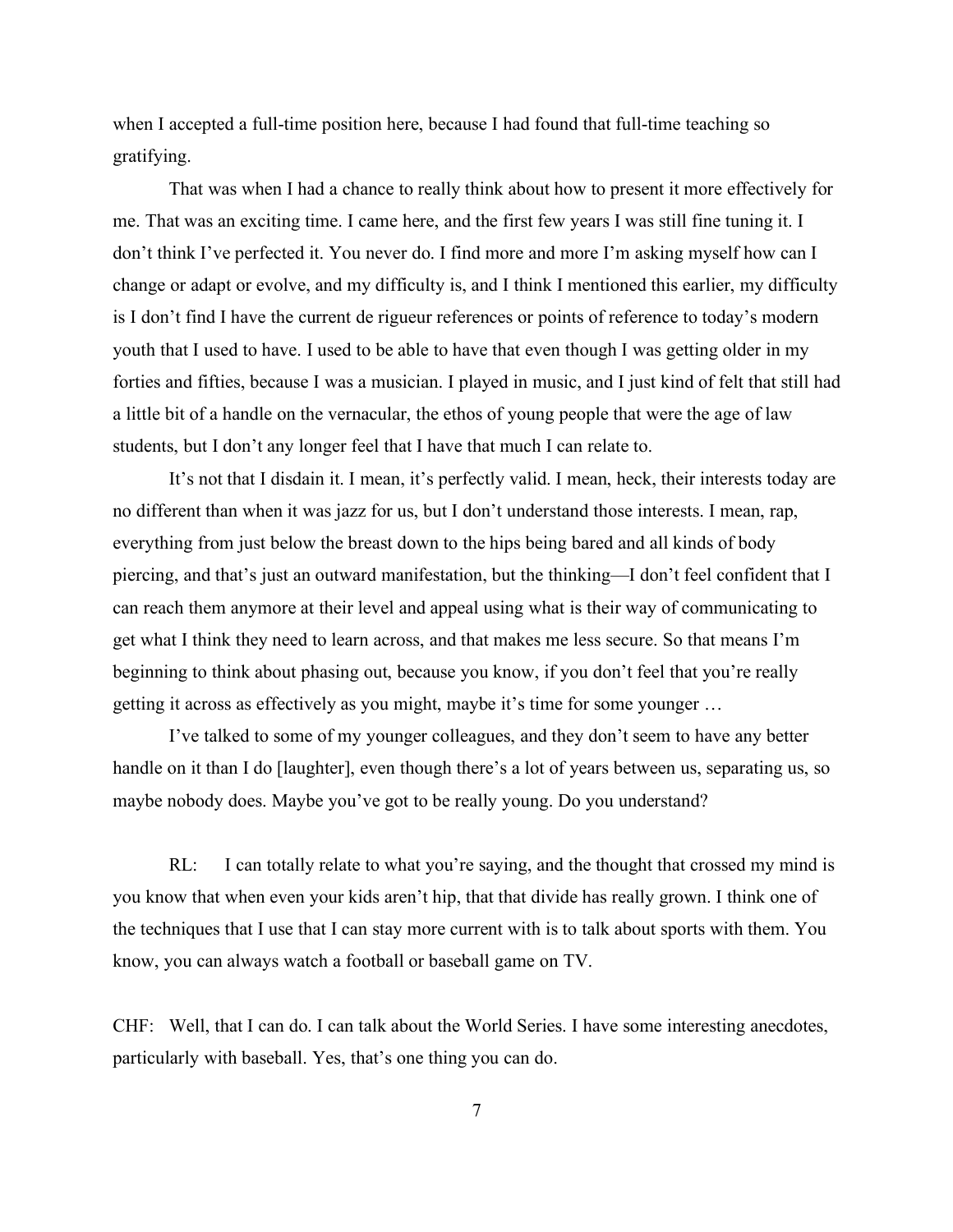when I accepted a full-time position here, because I had found that full-time teaching so gratifying.

That was when I had a chance to really think about how to present it more effectively for me. That was an exciting time. I came here, and the first few years I was still fine tuning it. I don't think I've perfected it. You never do. I find more and more I'm asking myself how can I change or adapt or evolve, and my difficulty is, and I think I mentioned this earlier, my difficulty is I don't find I have the current de rigueur references or points of reference to today's modern youth that I used to have. I used to be able to have that even though I was getting older in my forties and fifties, because I was a musician. I played in music, and I just kind of felt that still had a little bit of a handle on the vernacular, the ethos of young people that were the age of law students, but I don't any longer feel that I have that much I can relate to.

It's not that I disdain it. I mean, it's perfectly valid. I mean, heck, their interests today are no different than when it was jazz for us, but I don't understand those interests. I mean, rap, everything from just below the breast down to the hips being bared and all kinds of body piercing, and that's just an outward manifestation, but the thinking—I don't feel confident that I can reach them anymore at their level and appeal using what is their way of communicating to get what I think they need to learn across, and that makes me less secure. So that means I'm beginning to think about phasing out, because you know, if you don't feel that you're really getting it across as effectively as you might, maybe it's time for some younger …

I've talked to some of my younger colleagues, and they don't seem to have any better handle on it than I do [laughter], even though there's a lot of years between us, separating us, so maybe nobody does. Maybe you've got to be really young. Do you understand?

RL: I can totally relate to what you're saying, and the thought that crossed my mind is you know that when even your kids aren't hip, that that divide has really grown. I think one of the techniques that I use that I can stay more current with is to talk about sports with them. You know, you can always watch a football or baseball game on TV.

CHF: Well, that I can do. I can talk about the World Series. I have some interesting anecdotes, particularly with baseball. Yes, that's one thing you can do.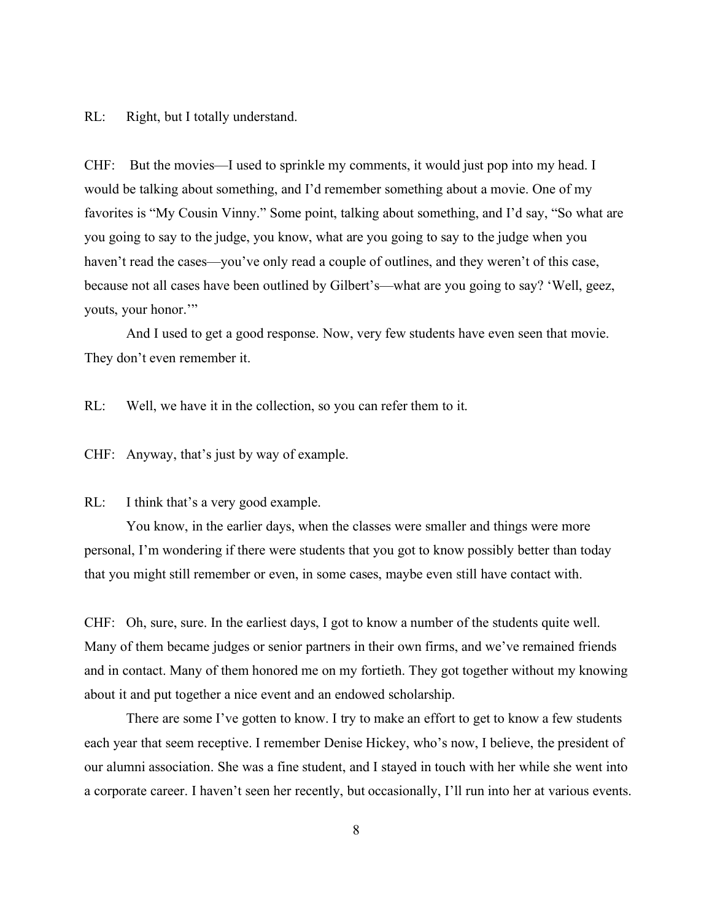RL: Right, but I totally understand.

CHF: But the movies—I used to sprinkle my comments, it would just pop into my head. I would be talking about something, and I'd remember something about a movie. One of my favorites is "My Cousin Vinny." Some point, talking about something, and I'd say, "So what are you going to say to the judge, you know, what are you going to say to the judge when you haven't read the cases—you've only read a couple of outlines, and they weren't of this case, because not all cases have been outlined by Gilbert's—what are you going to say? 'Well, geez, youts, your honor.'"

And I used to get a good response. Now, very few students have even seen that movie. They don't even remember it.

RL: Well, we have it in the collection, so you can refer them to it.

CHF: Anyway, that's just by way of example.

RL: I think that's a very good example.

You know, in the earlier days, when the classes were smaller and things were more personal, I'm wondering if there were students that you got to know possibly better than today that you might still remember or even, in some cases, maybe even still have contact with.

CHF: Oh, sure, sure. In the earliest days, I got to know a number of the students quite well. Many of them became judges or senior partners in their own firms, and we've remained friends and in contact. Many of them honored me on my fortieth. They got together without my knowing about it and put together a nice event and an endowed scholarship.

There are some I've gotten to know. I try to make an effort to get to know a few students each year that seem receptive. I remember Denise Hickey, who's now, I believe, the president of our alumni association. She was a fine student, and I stayed in touch with her while she went into a corporate career. I haven't seen her recently, but occasionally, I'll run into her at various events.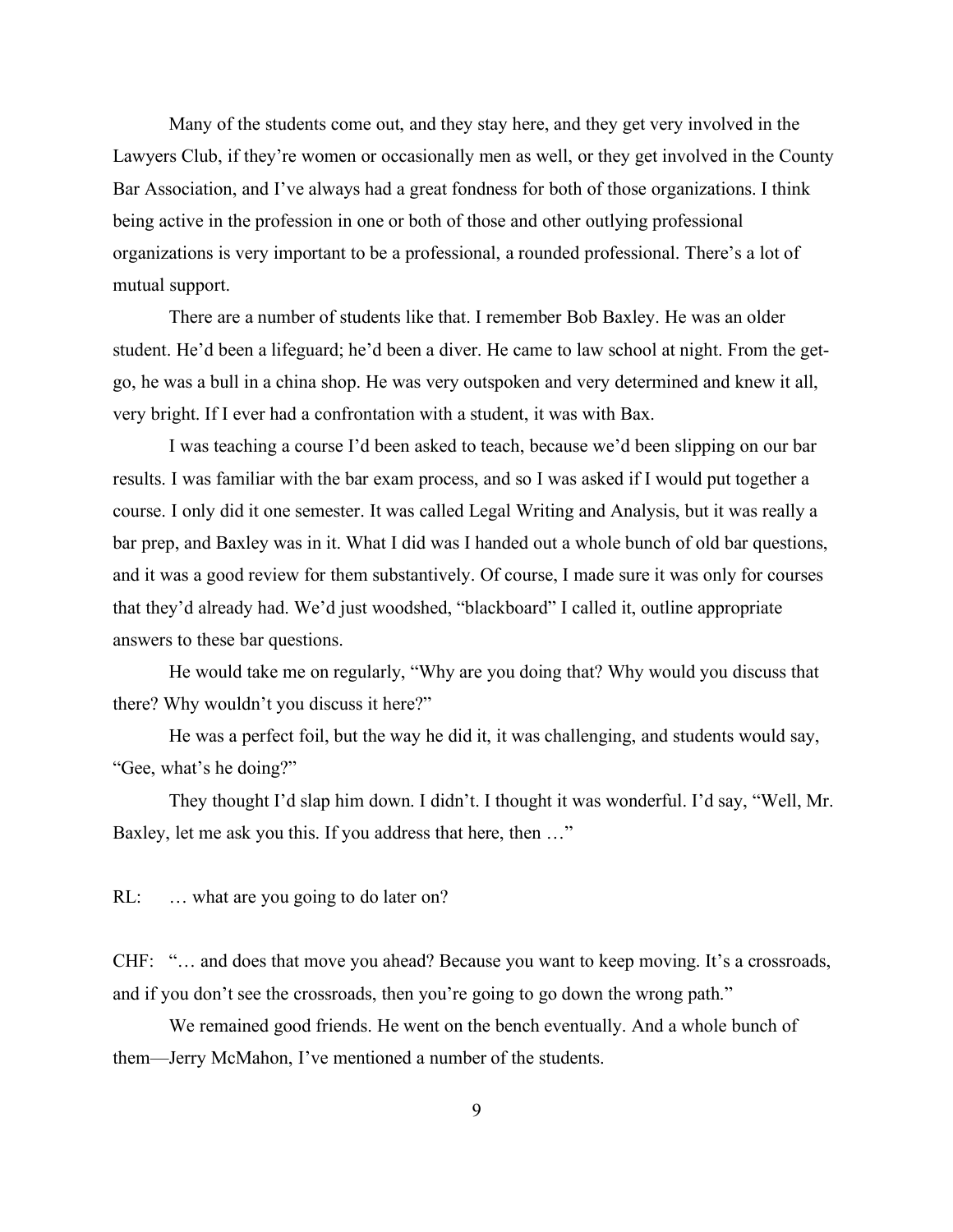Many of the students come out, and they stay here, and they get very involved in the Lawyers Club, if they're women or occasionally men as well, or they get involved in the County Bar Association, and I've always had a great fondness for both of those organizations. I think being active in the profession in one or both of those and other outlying professional organizations is very important to be a professional, a rounded professional. There's a lot of mutual support.

There are a number of students like that. I remember Bob Baxley. He was an older student. He'd been a lifeguard; he'd been a diver. He came to law school at night. From the get-go, he was a bull in a china shop. He was very outspoken and very determined and knew it all, very bright. If I ever had a confrontation with a student, it was with Bax.

I was teaching a course I'd been asked to teach, because we'd been slipping on our bar results. I was familiar with the bar exam process, and so I was asked if I would put together a course. I only did it one semester. It was called Legal Writing and Analysis, but it was really a bar prep, and Baxley was in it. What I did was I handed out a whole bunch of old bar questions, and it was a good review for them substantively. Of course, I made sure it was only for courses that they'd already had. We'd just woodshed, "blackboard" I called it, outline appropriate answers to these bar questions.

He would take me on regularly, "Why are you doing that? Why would you discuss that there? Why wouldn't you discuss it here?"

He was a perfect foil, but the way he did it, it was challenging, and students would say, "Gee, what's he doing?"

They thought I'd slap him down. I didn't. I thought it was wonderful. I'd say, "Well, Mr. Baxley, let me ask you this. If you address that here, then …"

RL: … what are you going to do later on?

CHF: "… and does that move you ahead? Because you want to keep moving. It's a crossroads, and if you don't see the crossroads, then you're going to go down the wrong path."

We remained good friends. He went on the bench eventually. And a whole bunch of them—Jerry McMahon, I've mentioned a number of the students.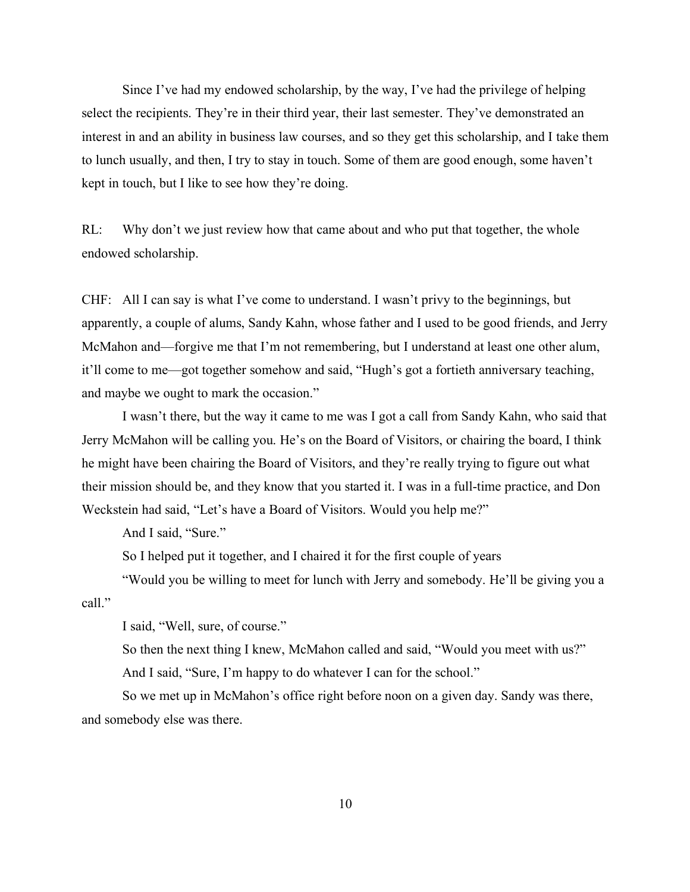Since I've had my endowed scholarship, by the way, I've had the privilege of helping select the recipients. They're in their third year, their last semester. They've demonstrated an interest in and an ability in business law courses, and so they get this scholarship, and I take them to lunch usually, and then, I try to stay in touch. Some of them are good enough, some haven't kept in touch, but I like to see how they're doing.

RL: Why don't we just review how that came about and who put that together, the whole endowed scholarship.

CHF: All I can say is what I've come to understand. I wasn't privy to the beginnings, but apparently, a couple of alums, Sandy Kahn, whose father and I used to be good friends, and Jerry McMahon and—forgive me that I'm not remembering, but I understand at least one other alum, it'll come to me—got together somehow and said, "Hugh's got a fortieth anniversary teaching, and maybe we ought to mark the occasion."

I wasn't there, but the way it came to me was I got a call from Sandy Kahn, who said that Jerry McMahon will be calling you. He's on the Board of Visitors, or chairing the board, I think he might have been chairing the Board of Visitors, and they're really trying to figure out what their mission should be, and they know that you started it. I was in a full-time practice, and Don Weckstein had said, "Let's have a Board of Visitors. Would you help me?"

And I said, "Sure."

So I helped put it together, and I chaired it for the first couple of years

"Would you be willing to meet for lunch with Jerry and somebody. He'll be giving you a call."

I said, "Well, sure, of course."

So then the next thing I knew, McMahon called and said, "Would you meet with us?"

And I said, "Sure, I'm happy to do whatever I can for the school."

So we met up in McMahon's office right before noon on a given day. Sandy was there, and somebody else was there.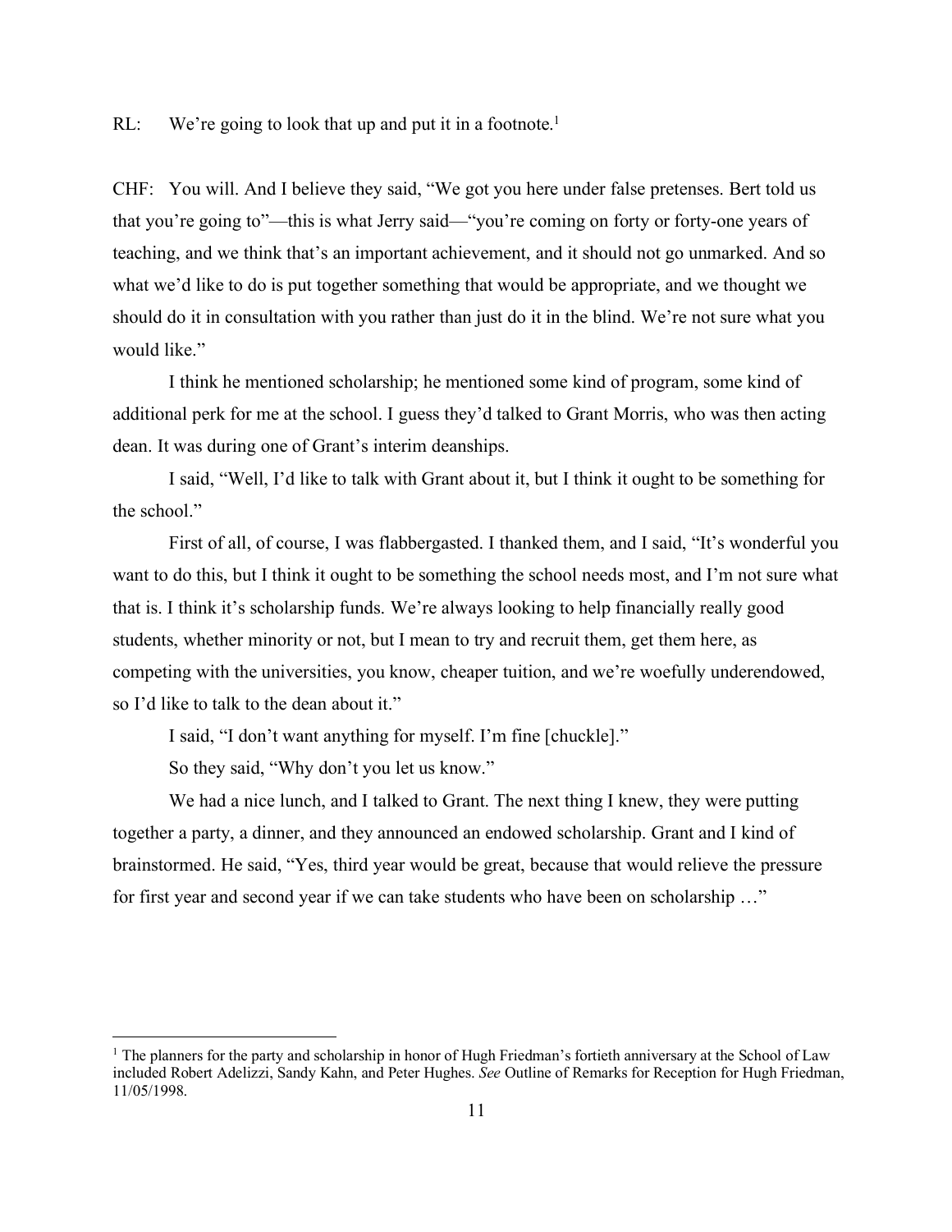RL: We're going to look that up and put it in a footnote.[1]

CHF: You will. And I believe they said, "We got you here under false pretenses. Bert told us that you're going to"—this is what Jerry said—"you're coming on forty or forty-one years of teaching, and we think that's an important achievement, and it should not go unmarked. And so what we'd like to do is put together something that would be appropriate, and we thought we should do it in consultation with you rather than just do it in the blind. We're not sure what you would like."

I think he mentioned scholarship; he mentioned some kind of program, some kind of additional perk for me at the school. I guess they'd talked to Grant Morris, who was then acting dean. It was during one of Grant's interim deanships.

I said, "Well, I'd like to talk with Grant about it, but I think it ought to be something for the school."

First of all, of course, I was flabbergasted. I thanked them, and I said, "It's wonderful you want to do this, but I think it ought to be something the school needs most, and I'm not sure what that is. I think it's scholarship funds. We're always looking to help financially really good students, whether minority or not, but I mean to try and recruit them, get them here, as competing with the universities, you know, cheaper tuition, and we're woefully underendowed, so I'd like to talk to the dean about it."

I said, "I don't want anything for myself. I'm fine [chuckle]."

So they said, "Why don't you let us know."

We had a nice lunch, and I talked to Grant. The next thing I knew, they were putting together a party, a dinner, and they announced an endowed scholarship. Grant and I kind of brainstormed. He said, "Yes, third year would be great, because that would relieve the pressure for first year and second year if we can take students who have been on scholarship …"

---

[1] The planners for the party and scholarship in honor of Hugh Friedman's fortieth anniversary at the School of Law included Robert Adelizzi, Sandy Kahn, and Peter Hughes. *See* Outline of Remarks for Reception for Hugh Friedman, 11/05/1998.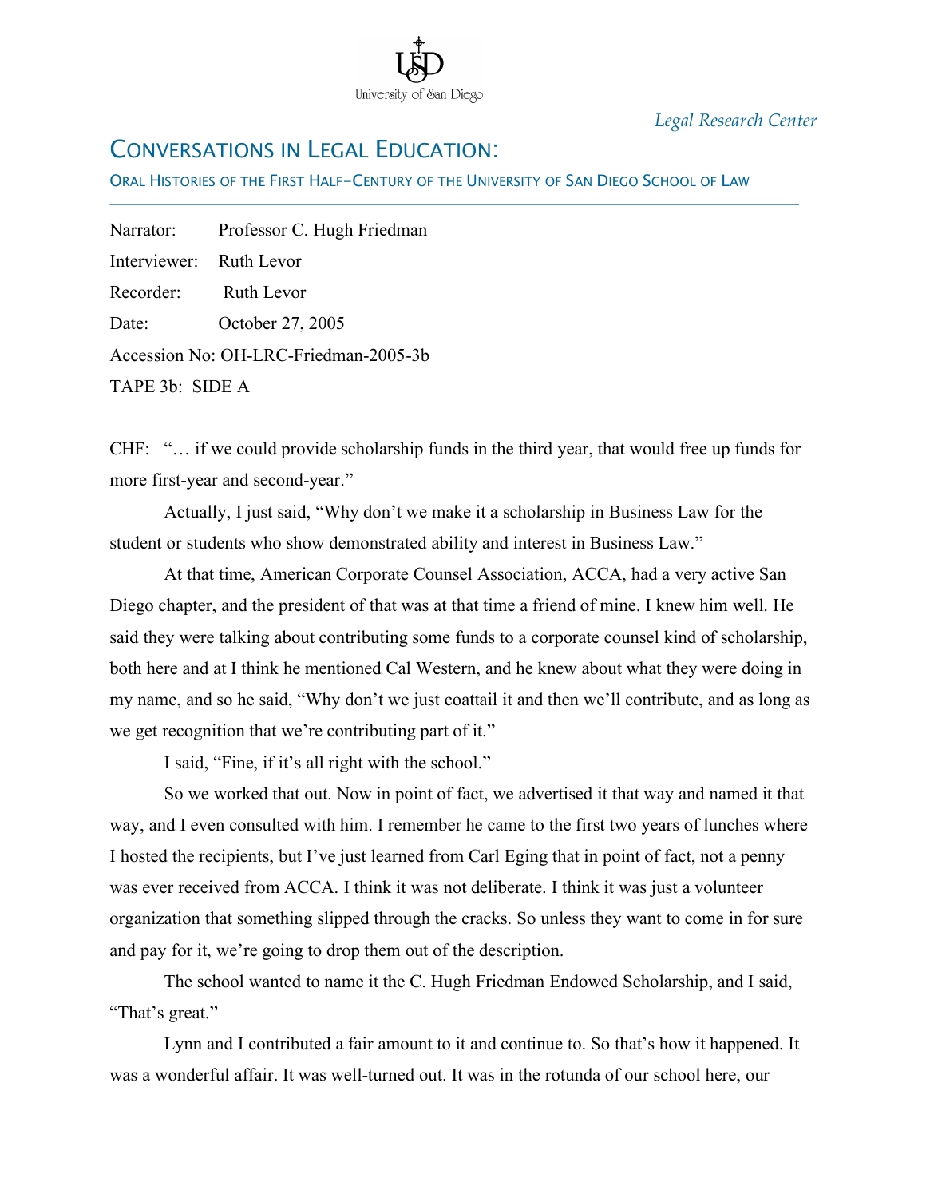*Legal Research Center*

## CONVERSATIONS IN LEGAL EDUCATION:

ORAL HISTORIES OF THE FIRST HALF-CENTURY OF THE UNIVERSITY OF SAN DIEGO SCHOOL OF LAW

Narrator: Professor C. Hugh Friedman

Interviewer: Ruth Levor

Recorder: Ruth Levor

Date: October 27, 2005

Accession No: OH-LRC-Friedman-2005-3b

TAPE 3b: SIDE A

CHF: "… if we could provide scholarship funds in the third year, that would free up funds for more first-year and second-year."

Actually, I just said, "Why don't we make it a scholarship in Business Law for the student or students who show demonstrated ability and interest in Business Law."

At that time, American Corporate Counsel Association, ACCA, had a very active San Diego chapter, and the president of that was at that time a friend of mine. I knew him well. He said they were talking about contributing some funds to a corporate counsel kind of scholarship, both here and at I think he mentioned Cal Western, and he knew about what they were doing in my name, and so he said, "Why don't we just coattail it and then we'll contribute, and as long as we get recognition that we're contributing part of it."

I said, "Fine, if it's all right with the school."

So we worked that out. Now in point of fact, we advertised it that way and named it that way, and I even consulted with him. I remember he came to the first two years of lunches where I hosted the recipients, but I've just learned from Carl Eging that in point of fact, not a penny was ever received from ACCA. I think it was not deliberate. I think it was just a volunteer organization that something slipped through the cracks. So unless they want to come in for sure and pay for it, we're going to drop them out of the description.

The school wanted to name it the C. Hugh Friedman Endowed Scholarship, and I said, "That's great."

Lynn and I contributed a fair amount to it and continue to. So that's how it happened. It was a wonderful affair. It was well-turned out. It was in the rotunda of our school here, our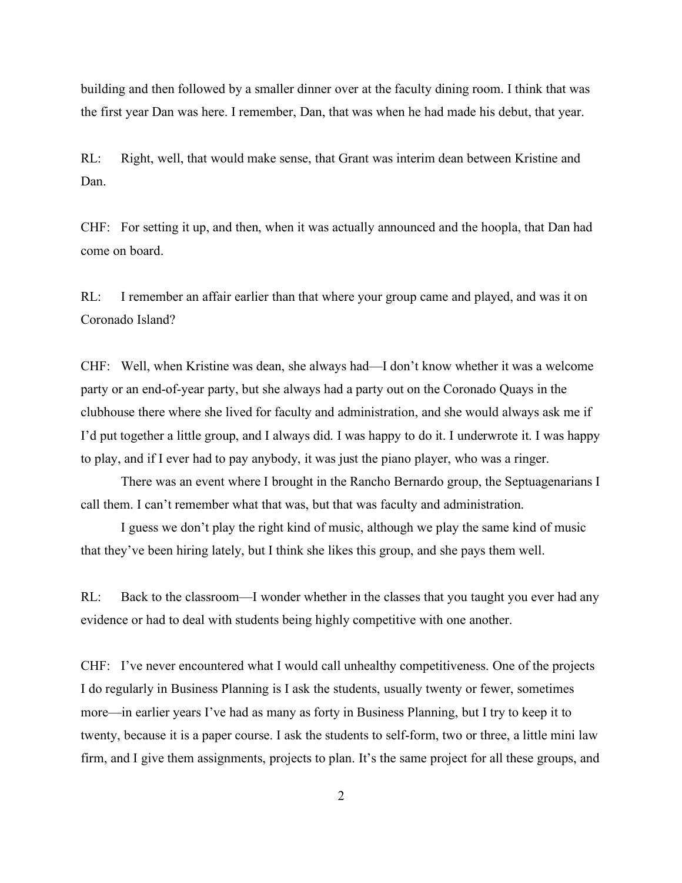building and then followed by a smaller dinner over at the faculty dining room. I think that was the first year Dan was here. I remember, Dan, that was when he had made his debut, that year.

RL: Right, well, that would make sense, that Grant was interim dean between Kristine and Dan.

CHF: For setting it up, and then, when it was actually announced and the hoopla, that Dan had come on board.

RL: I remember an affair earlier than that where your group came and played, and was it on Coronado Island?

CHF: Well, when Kristine was dean, she always had—I don't know whether it was a welcome party or an end-of-year party, but she always had a party out on the Coronado Quays in the clubhouse there where she lived for faculty and administration, and she would always ask me if I'd put together a little group, and I always did. I was happy to do it. I underwrote it. I was happy to play, and if I ever had to pay anybody, it was just the piano player, who was a ringer.

There was an event where I brought in the Rancho Bernardo group, the Septuagenarians I call them. I can't remember what that was, but that was faculty and administration.

I guess we don't play the right kind of music, although we play the same kind of music that they've been hiring lately, but I think she likes this group, and she pays them well.

RL: Back to the classroom—I wonder whether in the classes that you taught you ever had any evidence or had to deal with students being highly competitive with one another.

CHF: I've never encountered what I would call unhealthy competitiveness. One of the projects I do regularly in Business Planning is I ask the students, usually twenty or fewer, sometimes more—in earlier years I've had as many as forty in Business Planning, but I try to keep it to twenty, because it is a paper course. I ask the students to self-form, two or three, a little mini law firm, and I give them assignments, projects to plan. It's the same project for all these groups, and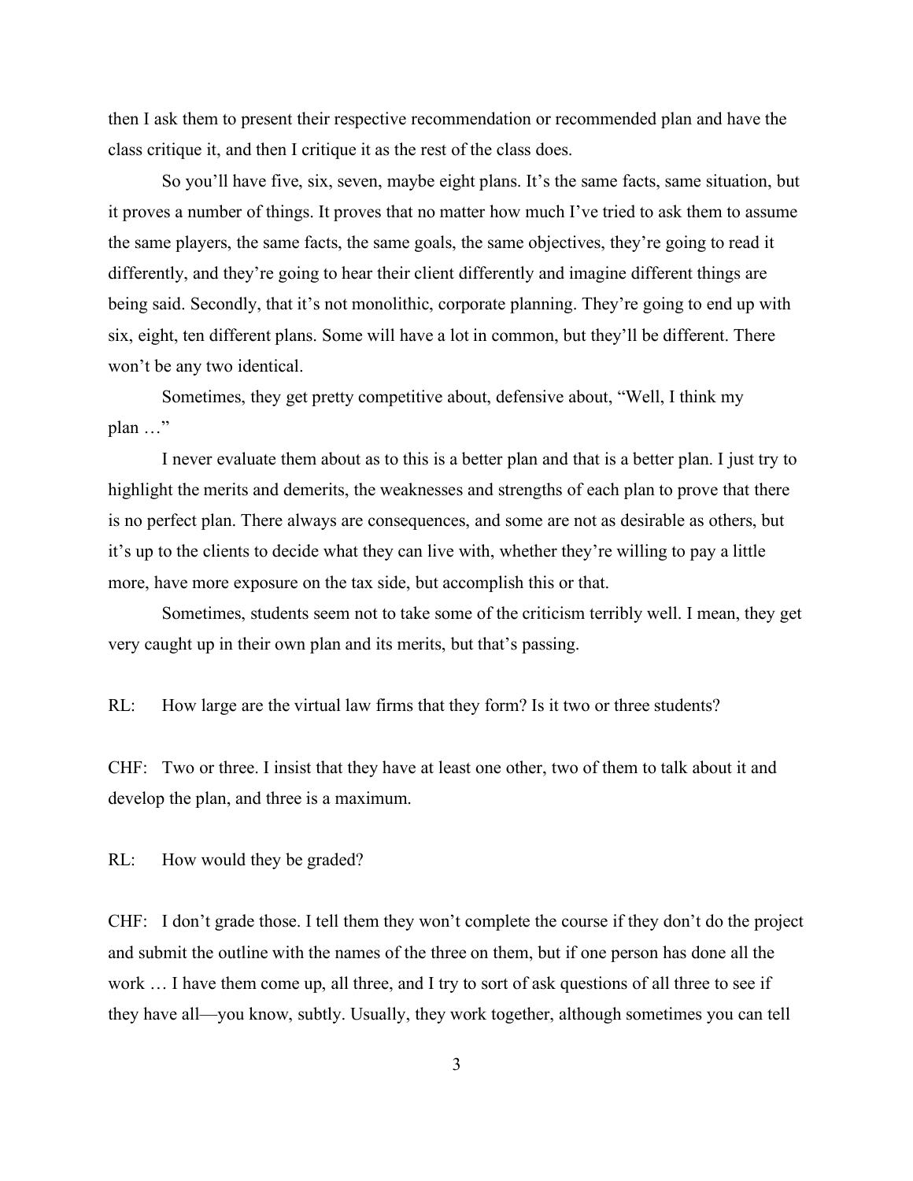then I ask them to present their respective recommendation or recommended plan and have the class critique it, and then I critique it as the rest of the class does.

So you'll have five, six, seven, maybe eight plans. It's the same facts, same situation, but it proves a number of things. It proves that no matter how much I've tried to ask them to assume the same players, the same facts, the same goals, the same objectives, they're going to read it differently, and they're going to hear their client differently and imagine different things are being said. Secondly, that it's not monolithic, corporate planning. They're going to end up with six, eight, ten different plans. Some will have a lot in common, but they'll be different. There won't be any two identical.

Sometimes, they get pretty competitive about, defensive about, "Well, I think my plan …"

I never evaluate them about as to this is a better plan and that is a better plan. I just try to highlight the merits and demerits, the weaknesses and strengths of each plan to prove that there is no perfect plan. There always are consequences, and some are not as desirable as others, but it's up to the clients to decide what they can live with, whether they're willing to pay a little more, have more exposure on the tax side, but accomplish this or that.

Sometimes, students seem not to take some of the criticism terribly well. I mean, they get very caught up in their own plan and its merits, but that's passing.

RL: How large are the virtual law firms that they form? Is it two or three students?

CHF: Two or three. I insist that they have at least one other, two of them to talk about it and develop the plan, and three is a maximum.

RL: How would they be graded?

CHF: I don't grade those. I tell them they won't complete the course if they don't do the project and submit the outline with the names of the three on them, but if one person has done all the work … I have them come up, all three, and I try to sort of ask questions of all three to see if they have all—you know, subtly. Usually, they work together, although sometimes you can tell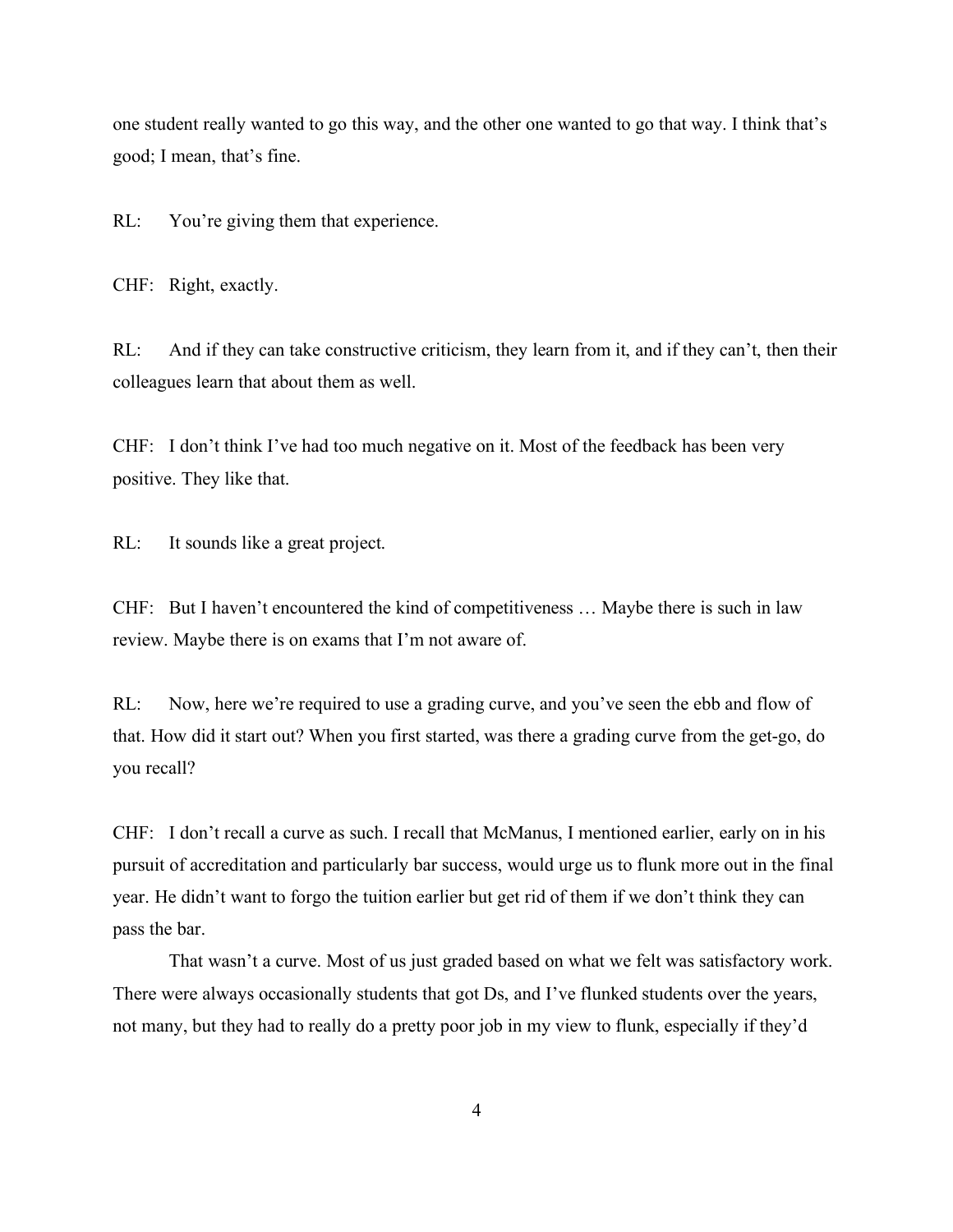one student really wanted to go this way, and the other one wanted to go that way. I think that's good; I mean, that's fine.

RL: You're giving them that experience.

CHF: Right, exactly.

RL: And if they can take constructive criticism, they learn from it, and if they can't, then their colleagues learn that about them as well.

CHF: I don't think I've had too much negative on it. Most of the feedback has been very positive. They like that.

RL: It sounds like a great project.

CHF: But I haven't encountered the kind of competitiveness … Maybe there is such in law review. Maybe there is on exams that I'm not aware of.

RL: Now, here we're required to use a grading curve, and you've seen the ebb and flow of that. How did it start out? When you first started, was there a grading curve from the get-go, do you recall?

CHF: I don't recall a curve as such. I recall that McManus, I mentioned earlier, early on in his pursuit of accreditation and particularly bar success, would urge us to flunk more out in the final year. He didn't want to forgo the tuition earlier but get rid of them if we don't think they can pass the bar.

That wasn't a curve. Most of us just graded based on what we felt was satisfactory work. There were always occasionally students that got Ds, and I've flunked students over the years, not many, but they had to really do a pretty poor job in my view to flunk, especially if they'd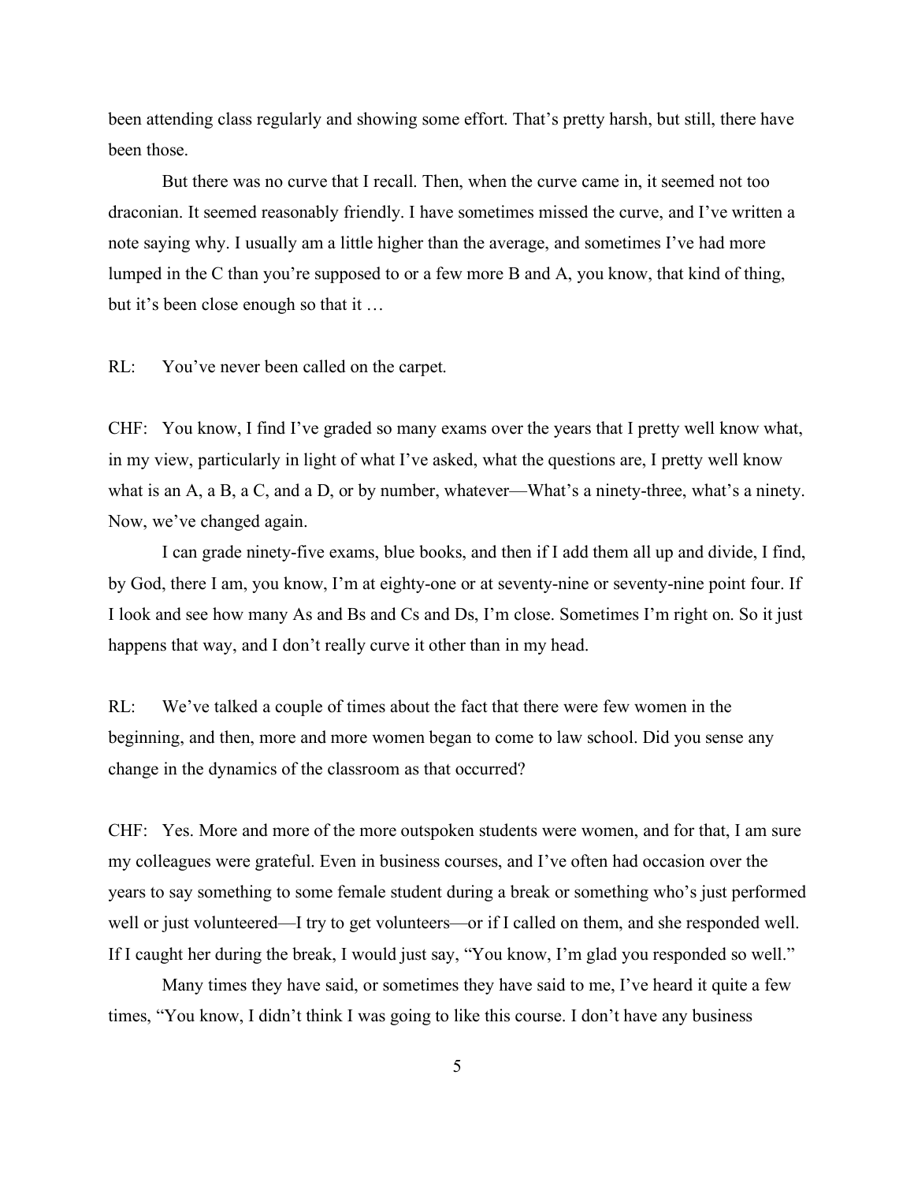been attending class regularly and showing some effort. That's pretty harsh, but still, there have been those.

But there was no curve that I recall. Then, when the curve came in, it seemed not too draconian. It seemed reasonably friendly. I have sometimes missed the curve, and I've written a note saying why. I usually am a little higher than the average, and sometimes I've had more lumped in the C than you're supposed to or a few more B and A, you know, that kind of thing, but it's been close enough so that it …

RL: You've never been called on the carpet.

CHF: You know, I find I've graded so many exams over the years that I pretty well know what, in my view, particularly in light of what I've asked, what the questions are, I pretty well know what is an A, a B, a C, and a D, or by number, whatever—What's a ninety-three, what's a ninety. Now, we've changed again.

I can grade ninety-five exams, blue books, and then if I add them all up and divide, I find, by God, there I am, you know, I'm at eighty-one or at seventy-nine or seventy-nine point four. If I look and see how many As and Bs and Cs and Ds, I'm close. Sometimes I'm right on. So it just happens that way, and I don't really curve it other than in my head.

RL: We've talked a couple of times about the fact that there were few women in the beginning, and then, more and more women began to come to law school. Did you sense any change in the dynamics of the classroom as that occurred?

CHF: Yes. More and more of the more outspoken students were women, and for that, I am sure my colleagues were grateful. Even in business courses, and I've often had occasion over the years to say something to some female student during a break or something who's just performed well or just volunteered—I try to get volunteers—or if I called on them, and she responded well. If I caught her during the break, I would just say, "You know, I'm glad you responded so well."

Many times they have said, or sometimes they have said to me, I've heard it quite a few times, "You know, I didn't think I was going to like this course. I don't have any business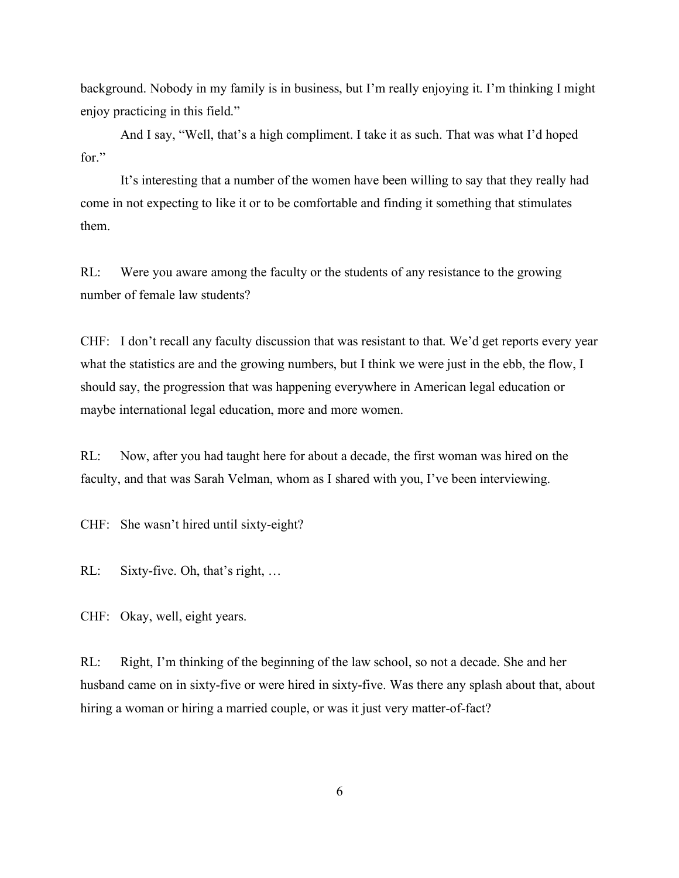background. Nobody in my family is in business, but I'm really enjoying it. I'm thinking I might enjoy practicing in this field."

And I say, "Well, that's a high compliment. I take it as such. That was what I'd hoped for."

It's interesting that a number of the women have been willing to say that they really had come in not expecting to like it or to be comfortable and finding it something that stimulates them.

RL: Were you aware among the faculty or the students of any resistance to the growing number of female law students?

CHF: I don't recall any faculty discussion that was resistant to that. We'd get reports every year what the statistics are and the growing numbers, but I think we were just in the ebb, the flow, I should say, the progression that was happening everywhere in American legal education or maybe international legal education, more and more women.

RL: Now, after you had taught here for about a decade, the first woman was hired on the faculty, and that was Sarah Velman, whom as I shared with you, I've been interviewing.

CHF: She wasn't hired until sixty-eight?

RL: Sixty-five. Oh, that's right, …

CHF: Okay, well, eight years.

RL: Right, I'm thinking of the beginning of the law school, so not a decade. She and her husband came on in sixty-five or were hired in sixty-five. Was there any splash about that, about hiring a woman or hiring a married couple, or was it just very matter-of-fact?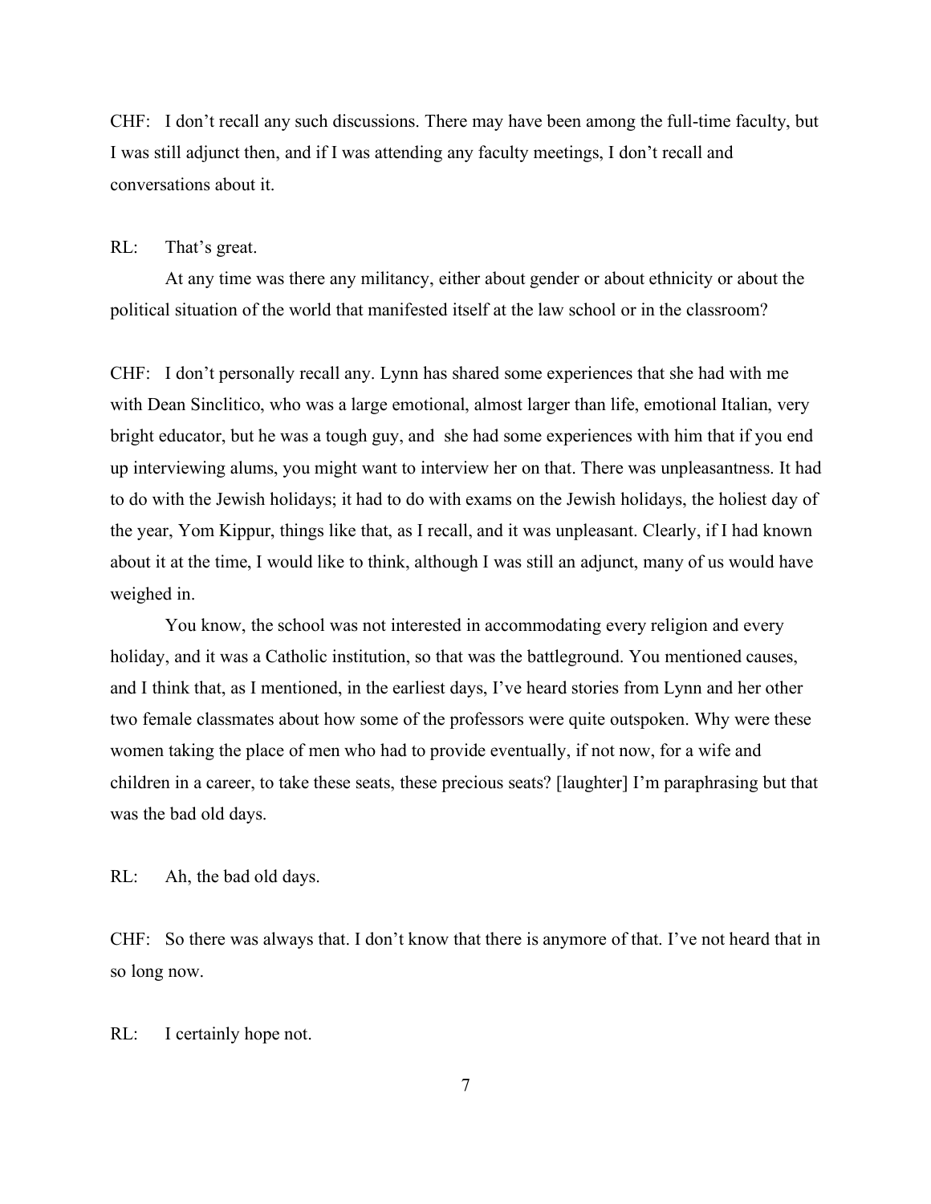CHF: I don't recall any such discussions. There may have been among the full-time faculty, but I was still adjunct then, and if I was attending any faculty meetings, I don't recall and conversations about it.

RL: That's great.

At any time was there any militancy, either about gender or about ethnicity or about the political situation of the world that manifested itself at the law school or in the classroom?

CHF: I don't personally recall any. Lynn has shared some experiences that she had with me with Dean Sinclitico, who was a large emotional, almost larger than life, emotional Italian, very bright educator, but he was a tough guy, and she had some experiences with him that if you end up interviewing alums, you might want to interview her on that. There was unpleasantness. It had to do with the Jewish holidays; it had to do with exams on the Jewish holidays, the holiest day of the year, Yom Kippur, things like that, as I recall, and it was unpleasant. Clearly, if I had known about it at the time, I would like to think, although I was still an adjunct, many of us would have weighed in.

You know, the school was not interested in accommodating every religion and every holiday, and it was a Catholic institution, so that was the battleground. You mentioned causes, and I think that, as I mentioned, in the earliest days, I've heard stories from Lynn and her other two female classmates about how some of the professors were quite outspoken. Why were these women taking the place of men who had to provide eventually, if not now, for a wife and children in a career, to take these seats, these precious seats? [laughter] I'm paraphrasing but that was the bad old days.

RL: Ah, the bad old days.

CHF: So there was always that. I don't know that there is anymore of that. I've not heard that in so long now.

RL: I certainly hope not.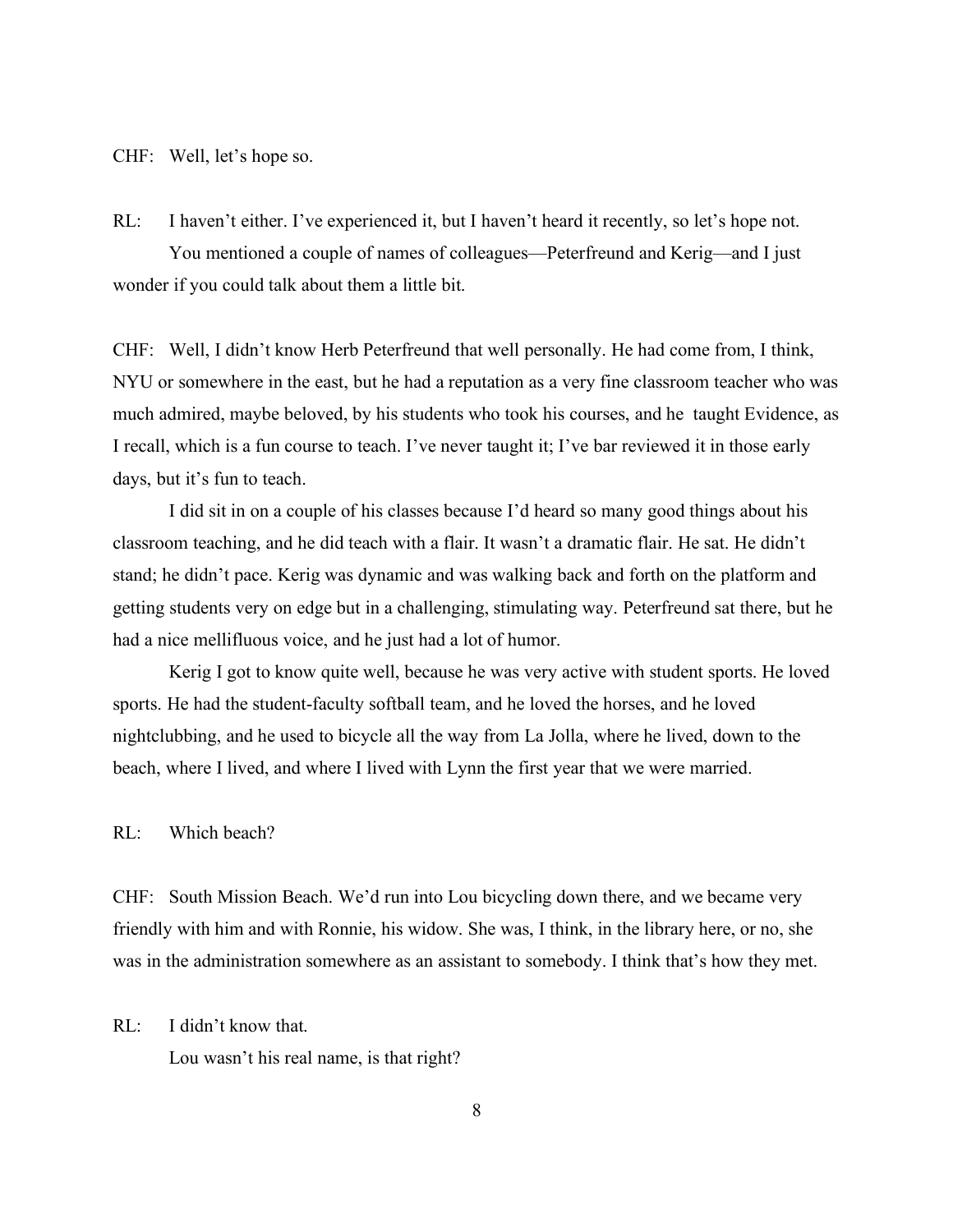CHF: Well, let's hope so.

RL: I haven't either. I've experienced it, but I haven't heard it recently, so let's hope not.

You mentioned a couple of names of colleagues—Peterfreund and Kerig—and I just wonder if you could talk about them a little bit.

CHF: Well, I didn't know Herb Peterfreund that well personally. He had come from, I think, NYU or somewhere in the east, but he had a reputation as a very fine classroom teacher who was much admired, maybe beloved, by his students who took his courses, and he taught Evidence, as I recall, which is a fun course to teach. I've never taught it; I've bar reviewed it in those early days, but it's fun to teach.

I did sit in on a couple of his classes because I'd heard so many good things about his classroom teaching, and he did teach with a flair. It wasn't a dramatic flair. He sat. He didn't stand; he didn't pace. Kerig was dynamic and was walking back and forth on the platform and getting students very on edge but in a challenging, stimulating way. Peterfreund sat there, but he had a nice mellifluous voice, and he just had a lot of humor.

Kerig I got to know quite well, because he was very active with student sports. He loved sports. He had the student-faculty softball team, and he loved the horses, and he loved nightclubbing, and he used to bicycle all the way from La Jolla, where he lived, down to the beach, where I lived, and where I lived with Lynn the first year that we were married.

RL: Which beach?

CHF: South Mission Beach. We'd run into Lou bicycling down there, and we became very friendly with him and with Ronnie, his widow. She was, I think, in the library here, or no, she was in the administration somewhere as an assistant to somebody. I think that's how they met.

RL: I didn't know that.

Lou wasn't his real name, is that right?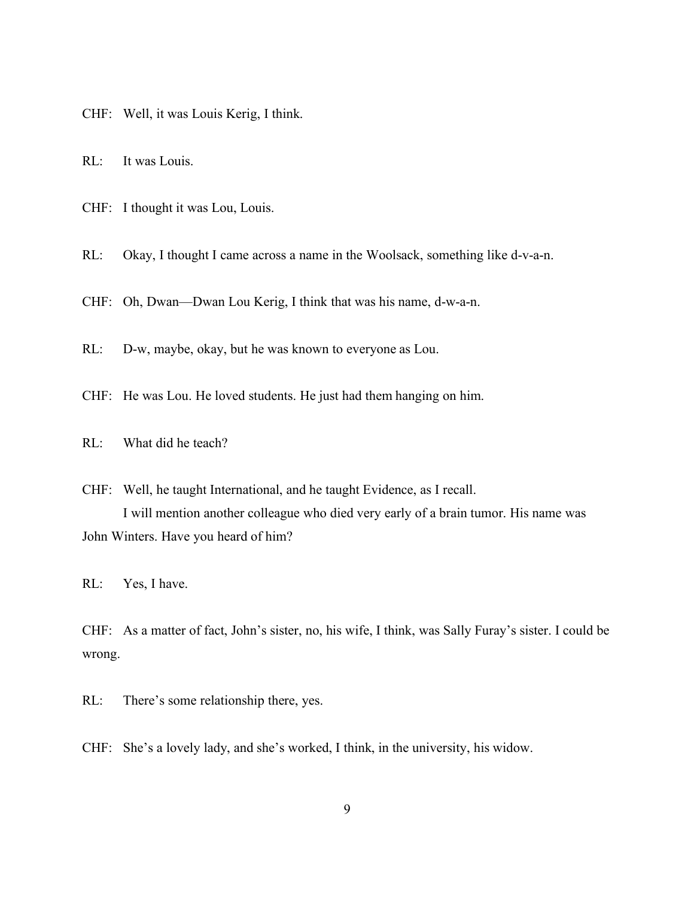CHF: Well, it was Louis Kerig, I think.

RL: It was Louis.

CHF: I thought it was Lou, Louis.

RL: Okay, I thought I came across a name in the Woolsack, something like d-v-a-n.

CHF: Oh, Dwan—Dwan Lou Kerig, I think that was his name, d-w-a-n.

RL: D-w, maybe, okay, but he was known to everyone as Lou.

CHF: He was Lou. He loved students. He just had them hanging on him.

RL: What did he teach?

CHF: Well, he taught International, and he taught Evidence, as I recall.

I will mention another colleague who died very early of a brain tumor. His name was John Winters. Have you heard of him?

RL: Yes, I have.

CHF: As a matter of fact, John's sister, no, his wife, I think, was Sally Furay's sister. I could be wrong.

RL: There's some relationship there, yes.

CHF: She's a lovely lady, and she's worked, I think, in the university, his widow.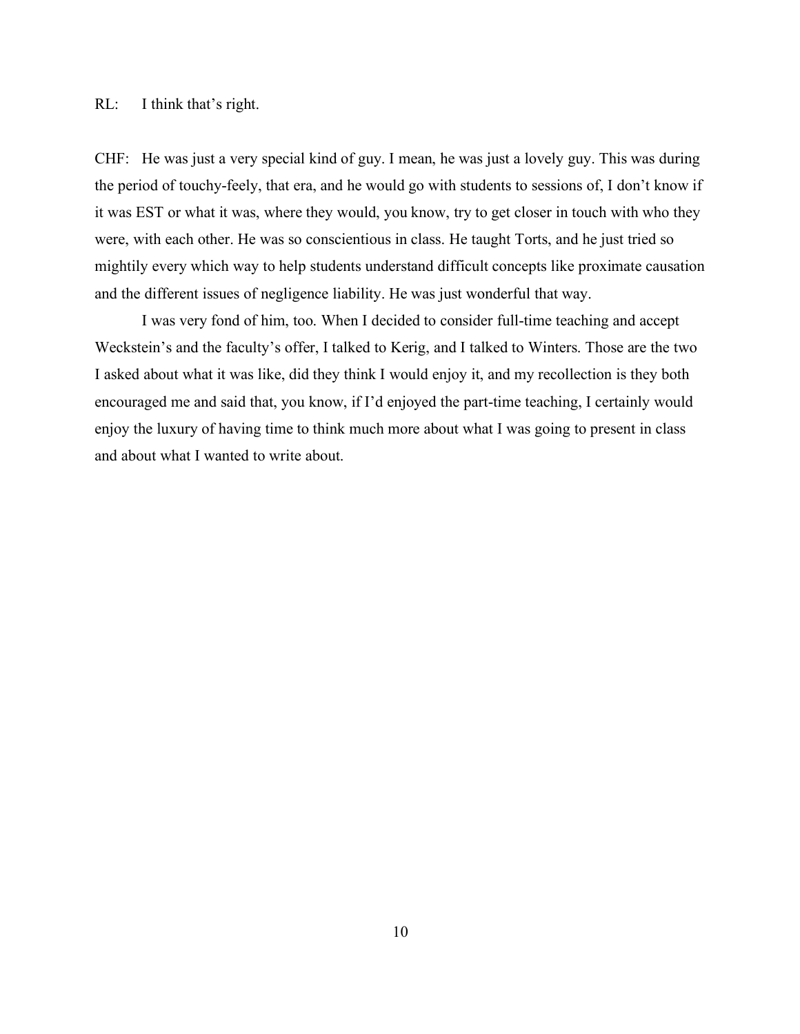RL: I think that's right.

CHF: He was just a very special kind of guy. I mean, he was just a lovely guy. This was during the period of touchy-feely, that era, and he would go with students to sessions of, I don't know if it was EST or what it was, where they would, you know, try to get closer in touch with who they were, with each other. He was so conscientious in class. He taught Torts, and he just tried so mightily every which way to help students understand difficult concepts like proximate causation and the different issues of negligence liability. He was just wonderful that way.

I was very fond of him, too. When I decided to consider full-time teaching and accept Weckstein's and the faculty's offer, I talked to Kerig, and I talked to Winters. Those are the two I asked about what it was like, did they think I would enjoy it, and my recollection is they both encouraged me and said that, you know, if I'd enjoyed the part-time teaching, I certainly would enjoy the luxury of having time to think much more about what I was going to present in class and about what I wanted to write about.